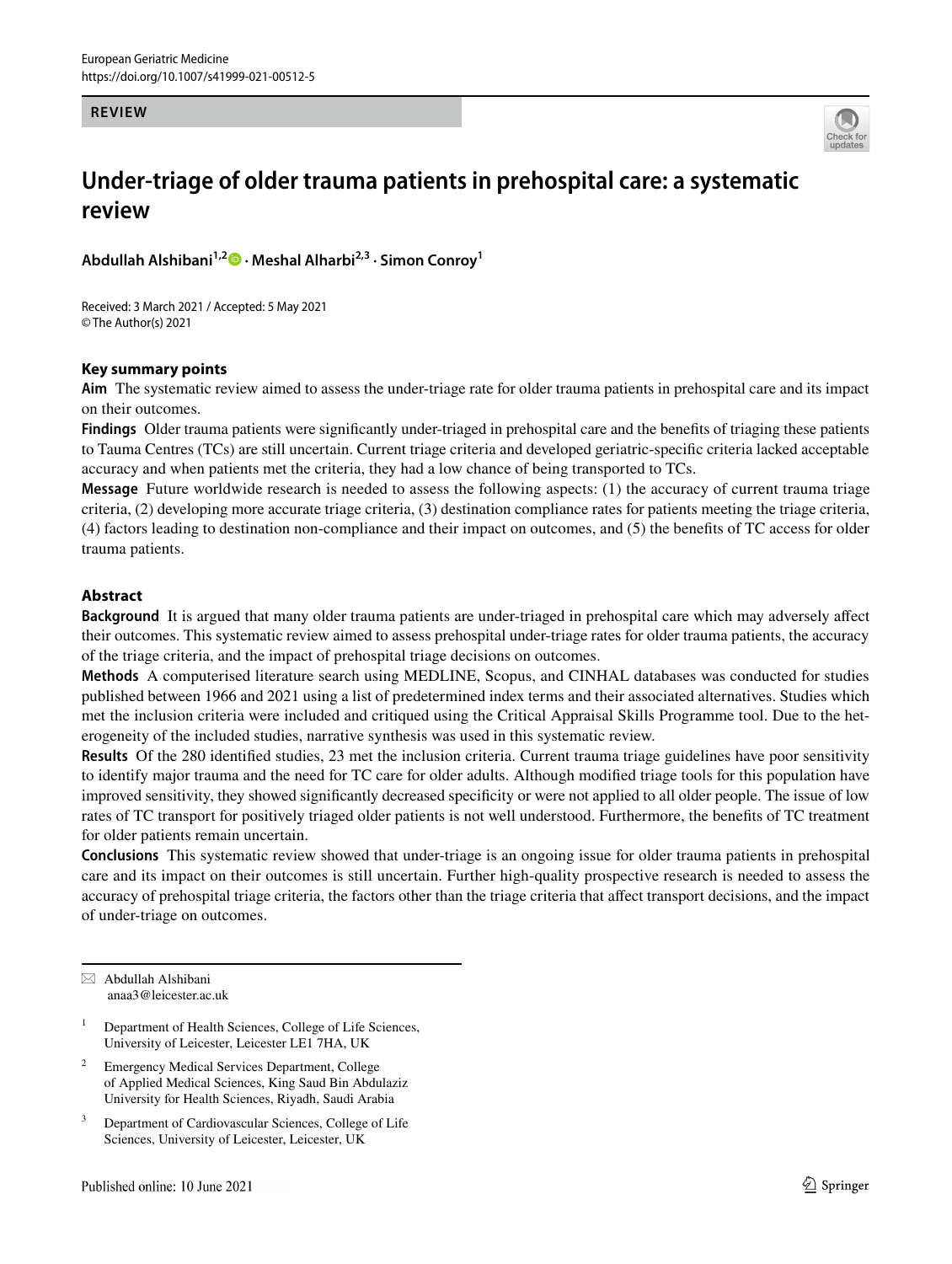REVIEW

# Under-triage of older trauma patients in prehospital care: a systematic review

**Abdullah Alshibani[1,2] · Meshal Alharbi[2,3] · Simon Conroy[1]**

Received: 3 March 2021 / Accepted: 5 May 2021
© The Author(s) 2021

## Key summary points

**Aim** The systematic review aimed to assess the under-triage rate for older trauma patients in prehospital care and its impact on their outcomes.

**Findings** Older trauma patients were significantly under-triaged in prehospital care and the benefits of triaging these patients to Tauma Centres (TCs) are still uncertain. Current triage criteria and developed geriatric-specific criteria lacked acceptable accuracy and when patients met the criteria, they had a low chance of being transported to TCs.

**Message** Future worldwide research is needed to assess the following aspects: (1) the accuracy of current trauma triage criteria, (2) developing more accurate triage criteria, (3) destination compliance rates for patients meeting the triage criteria, (4) factors leading to destination non-compliance and their impact on outcomes, and (5) the benefits of TC access for older trauma patients.

## Abstract

**Background** It is argued that many older trauma patients are under-triaged in prehospital care which may adversely affect their outcomes. This systematic review aimed to assess prehospital under-triage rates for older trauma patients, the accuracy of the triage criteria, and the impact of prehospital triage decisions on outcomes.

**Methods** A computerised literature search using MEDLINE, Scopus, and CINHAL databases was conducted for studies published between 1966 and 2021 using a list of predetermined index terms and their associated alternatives. Studies which met the inclusion criteria were included and critiqued using the Critical Appraisal Skills Programme tool. Due to the heterogeneity of the included studies, narrative synthesis was used in this systematic review.

**Results** Of the 280 identified studies, 23 met the inclusion criteria. Current trauma triage guidelines have poor sensitivity to identify major trauma and the need for TC care for older adults. Although modified triage tools for this population have improved sensitivity, they showed significantly decreased specificity or were not applied to all older people. The issue of low rates of TC transport for positively triaged older patients is not well understood. Furthermore, the benefits of TC treatment for older patients remain uncertain.

**Conclusions** This systematic review showed that under-triage is an ongoing issue for older trauma patients in prehospital care and its impact on their outcomes is still uncertain. Further high-quality prospective research is needed to assess the accuracy of prehospital triage criteria, the factors other than the triage criteria that affect transport decisions, and the impact of under-triage on outcomes.

---

✉ Abdullah Alshibani
anaa3@leicester.ac.uk

[1] Department of Health Sciences, College of Life Sciences, University of Leicester, Leicester LE1 7HA, UK

[2] Emergency Medical Services Department, College of Applied Medical Sciences, King Saud Bin Abdulaziz University for Health Sciences, Riyadh, Saudi Arabia

[3] Department of Cardiovascular Sciences, College of Life Sciences, University of Leicester, Leicester, UK

Published online: 10 June 2021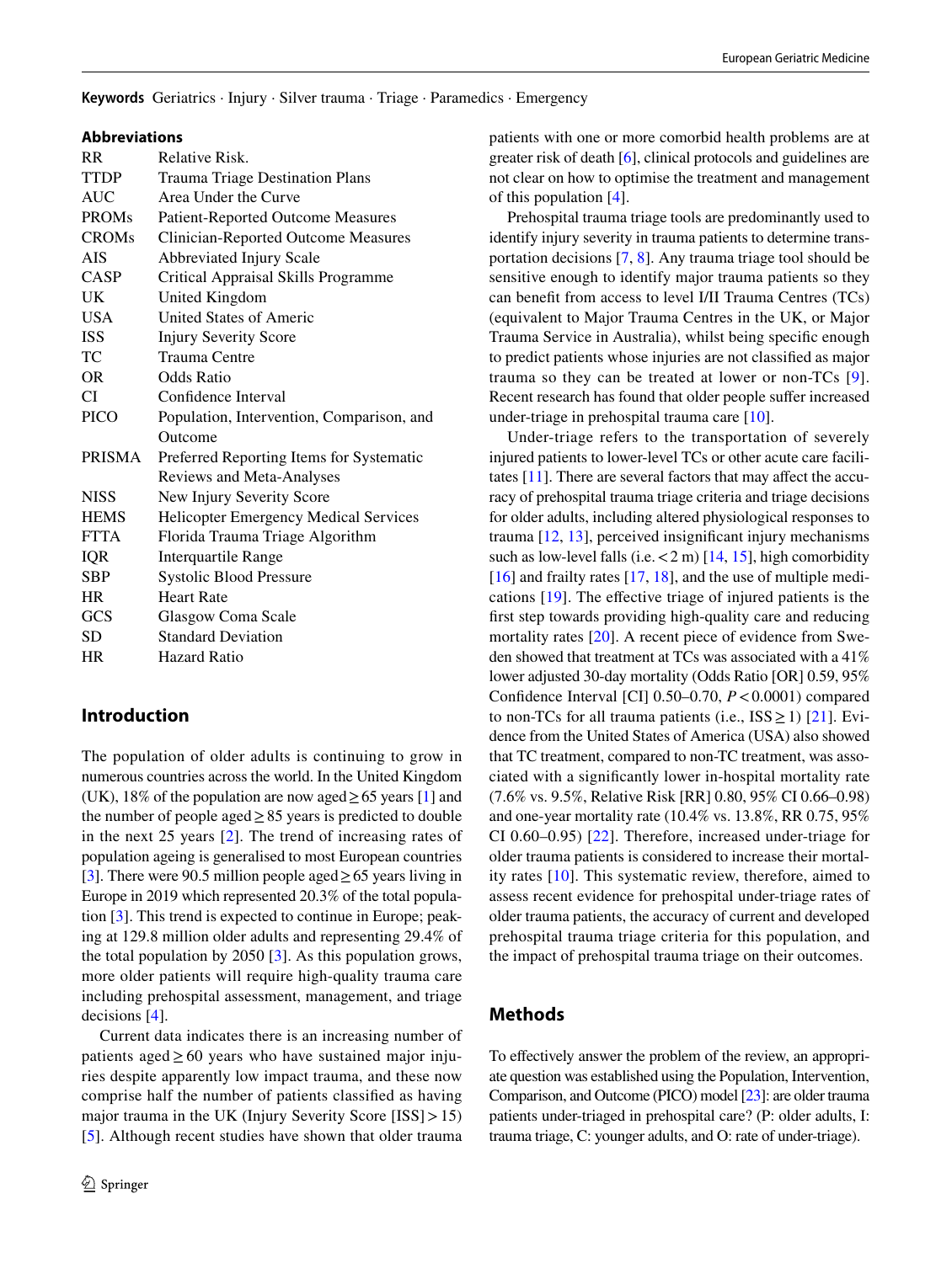**Keywords** Geriatrics · Injury · Silver trauma · Triage · Paramedics · Emergency

**Abbreviations**

| | |
|---|---|
| RR | Relative Risk. |
| TTDP | Trauma Triage Destination Plans |
| AUC | Area Under the Curve |
| PROMs | Patient-Reported Outcome Measures |
| CROMs | Clinician-Reported Outcome Measures |
| AIS | Abbreviated Injury Scale |
| CASP | Critical Appraisal Skills Programme |
| UK | United Kingdom |
| USA | United States of Americ |
| ISS | Injury Severity Score |
| TC | Trauma Centre |
| OR | Odds Ratio |
| CI | Confidence Interval |
| PICO | Population, Intervention, Comparison, and Outcome |
| PRISMA | Preferred Reporting Items for Systematic Reviews and Meta-Analyses |
| NISS | New Injury Severity Score |
| HEMS | Helicopter Emergency Medical Services |
| FTTA | Florida Trauma Triage Algorithm |
| IQR | Interquartile Range |
| SBP | Systolic Blood Pressure |
| HR | Heart Rate |
| GCS | Glasgow Coma Scale |
| SD | Standard Deviation |
| HR | Hazard Ratio |

## Introduction

The population of older adults is continuing to grow in numerous countries across the world. In the United Kingdom (UK), 18% of the population are now aged ≥ 65 years [1] and the number of people aged ≥ 85 years is predicted to double in the next 25 years [2]. The trend of increasing rates of population ageing is generalised to most European countries [3]. There were 90.5 million people aged ≥ 65 years living in Europe in 2019 which represented 20.3% of the total population [3]. This trend is expected to continue in Europe; peaking at 129.8 million older adults and representing 29.4% of the total population by 2050 [3]. As this population grows, more older patients will require high-quality trauma care including prehospital assessment, management, and triage decisions [4].

Current data indicates there is an increasing number of patients aged ≥ 60 years who have sustained major injuries despite apparently low impact trauma, and these now comprise half the number of patients classified as having major trauma in the UK (Injury Severity Score [ISS] > 15) [5]. Although recent studies have shown that older trauma patients with one or more comorbid health problems are at greater risk of death [6], clinical protocols and guidelines are not clear on how to optimise the treatment and management of this population [4].

Prehospital trauma triage tools are predominantly used to identify injury severity in trauma patients to determine transportation decisions [7, 8]. Any trauma triage tool should be sensitive enough to identify major trauma patients so they can benefit from access to level I/II Trauma Centres (TCs) (equivalent to Major Trauma Centres in the UK, or Major Trauma Service in Australia), whilst being specific enough to predict patients whose injuries are not classified as major trauma so they can be treated at lower or non-TCs [9]. Recent research has found that older people suffer increased under-triage in prehospital trauma care [10].

Under-triage refers to the transportation of severely injured patients to lower-level TCs or other acute care facilitates [11]. There are several factors that may affect the accuracy of prehospital trauma triage criteria and triage decisions for older adults, including altered physiological responses to trauma [12, 13], perceived insignificant injury mechanisms such as low-level falls (i.e. < 2 m) [14, 15], high comorbidity [16] and frailty rates [17, 18], and the use of multiple medications [19]. The effective triage of injured patients is the first step towards providing high-quality care and reducing mortality rates [20]. A recent piece of evidence from Sweden showed that treatment at TCs was associated with a 41% lower adjusted 30-day mortality (Odds Ratio [OR] 0.59, 95% Confidence Interval [CI] 0.50–0.70, $P < 0.0001$) compared to non-TCs for all trauma patients (i.e., ISS ≥ 1) [21]. Evidence from the United States of America (USA) also showed that TC treatment, compared to non-TC treatment, was associated with a significantly lower in-hospital mortality rate (7.6% vs. 9.5%, Relative Risk [RR] 0.80, 95% CI 0.66–0.98) and one-year mortality rate (10.4% vs. 13.8%, RR 0.75, 95% CI 0.60–0.95) [22]. Therefore, increased under-triage for older trauma patients is considered to increase their mortality rates [10]. This systematic review, therefore, aimed to assess recent evidence for prehospital under-triage rates of older trauma patients, the accuracy of current and developed prehospital trauma triage criteria for this population, and the impact of prehospital trauma triage on their outcomes.

## Methods

To effectively answer the problem of the review, an appropriate question was established using the Population, Intervention, Comparison, and Outcome (PICO) model [23]: are older trauma patients under-triaged in prehospital care? (P: older adults, I: trauma triage, C: younger adults, and O: rate of under-triage).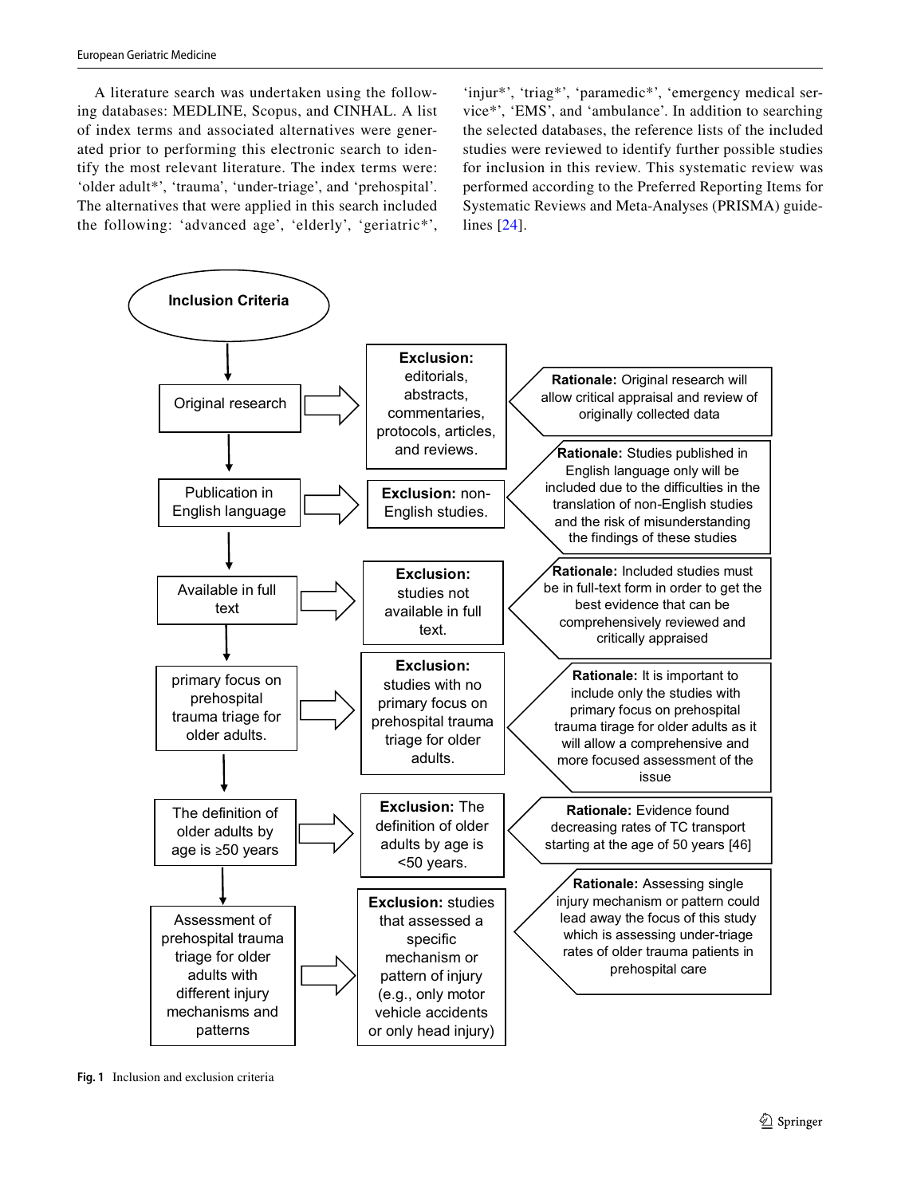A literature search was undertaken using the following databases: MEDLINE, Scopus, and CINHAL. A list of index terms and associated alternatives were generated prior to performing this electronic search to identify the most relevant literature. The index terms were: 'older adult*', 'trauma', 'under-triage', and 'prehospital'. The alternatives that were applied in this search included the following: 'advanced age', 'elderly', 'geriatric*', 'injur*', 'triag*', 'paramedic*', 'emergency medical service*', 'EMS', and 'ambulance'. In addition to searching the selected databases, the reference lists of the included studies were reviewed to identify further possible studies for inclusion in this review. This systematic review was performed according to the Preferred Reporting Items for Systematic Reviews and Meta-Analyses (PRISMA) guidelines [24].

**Inclusion Criteria**

| Inclusion | Exclusion | Rationale |
| --- | --- | --- |
| Original research | **Exclusion:** editorials, abstracts, commentaries, protocols, articles, and reviews. | **Rationale:** Original research will allow critical appraisal and review of originally collected data |
| Publication in English language | **Exclusion:** non-English studies. | **Rationale:** Studies published in English language only will be included due to the difficulties in the translation of non-English studies and the risk of misunderstanding the findings of these studies |
| Available in full text | **Exclusion:** studies not available in full text. | **Rationale:** Included studies must be in full-text form in order to get the best evidence that can be comprehensively reviewed and critically appraised |
| primary focus on prehospital trauma triage for older adults. | **Exclusion:** studies with no primary focus on prehospital trauma triage for older adults. | **Rationale:** It is important to include only the studies with primary focus on prehospital trauma tirage for older adults as it will allow a comprehensive and more focused assessment of the issue |
| The definition of older adults by age is ≥50 years | **Exclusion:** The definition of older adults by age is <50 years. | **Rationale:** Evidence found decreasing rates of TC transport starting at the age of 50 years [46] |
| Assessment of prehospital trauma triage for older adults with different injury mechanisms and patterns | **Exclusion:** studies that assessed a specific mechanism or pattern of injury (e.g., only motor vehicle accidents or only head injury) | **Rationale:** Assessing single injury mechanism or pattern could lead away the focus of this study which is assessing under-triage rates of older trauma patients in prehospital care |

**Fig. 1** Inclusion and exclusion criteria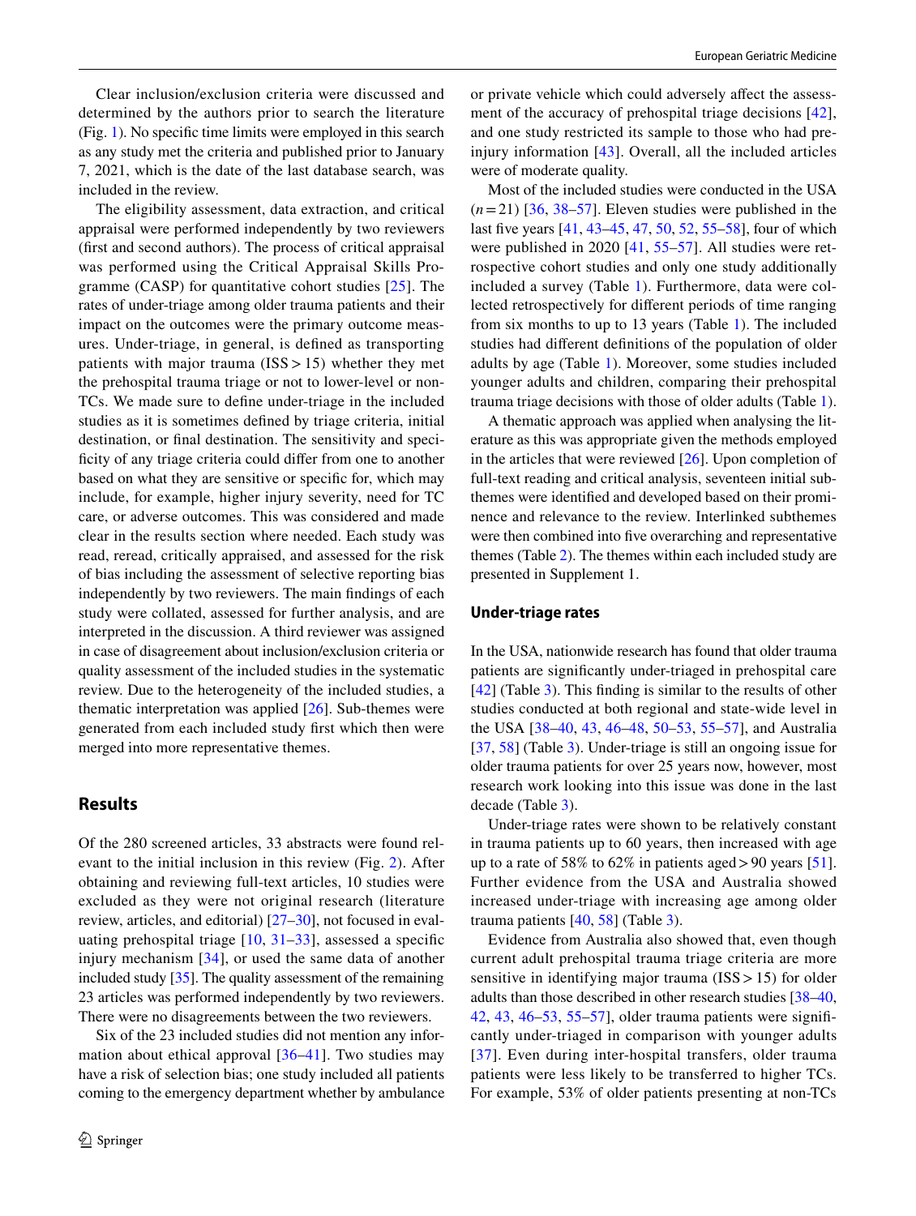Clear inclusion/exclusion criteria were discussed and determined by the authors prior to search the literature (Fig. 1). No specific time limits were employed in this search as any study met the criteria and published prior to January 7, 2021, which is the date of the last database search, was included in the review.

The eligibility assessment, data extraction, and critical appraisal were performed independently by two reviewers (first and second authors). The process of critical appraisal was performed using the Critical Appraisal Skills Programme (CASP) for quantitative cohort studies [25]. The rates of under-triage among older trauma patients and their impact on the outcomes were the primary outcome measures. Under-triage, in general, is defined as transporting patients with major trauma (ISS > 15) whether they met the prehospital trauma triage or not to lower-level or non-TCs. We made sure to define under-triage in the included studies as it is sometimes defined by triage criteria, initial destination, or final destination. The sensitivity and specificity of any triage criteria could differ from one to another based on what they are sensitive or specific for, which may include, for example, higher injury severity, need for TC care, or adverse outcomes. This was considered and made clear in the results section where needed. Each study was read, reread, critically appraised, and assessed for the risk of bias including the assessment of selective reporting bias independently by two reviewers. The main findings of each study were collated, assessed for further analysis, and are interpreted in the discussion. A third reviewer was assigned in case of disagreement about inclusion/exclusion criteria or quality assessment of the included studies in the systematic review. Due to the heterogeneity of the included studies, a thematic interpretation was applied [26]. Sub-themes were generated from each included study first which then were merged into more representative themes.

## Results

Of the 280 screened articles, 33 abstracts were found relevant to the initial inclusion in this review (Fig. 2). After obtaining and reviewing full-text articles, 10 studies were excluded as they were not original research (literature review, articles, and editorial) [27–30], not focused in evaluating prehospital triage [10, 31–33], assessed a specific injury mechanism [34], or used the same data of another included study [35]. The quality assessment of the remaining 23 articles was performed independently by two reviewers. There were no disagreements between the two reviewers.

Six of the 23 included studies did not mention any information about ethical approval [36–41]. Two studies may have a risk of selection bias; one study included all patients coming to the emergency department whether by ambulance or private vehicle which could adversely affect the assessment of the accuracy of prehospital triage decisions [42], and one study restricted its sample to those who had pre-injury information [43]. Overall, all the included articles were of moderate quality.

Most of the included studies were conducted in the USA ($n = 21$) [36, 38–57]. Eleven studies were published in the last five years [41, 43–45, 47, 50, 52, 55–58], four of which were published in 2020 [41, 55–57]. All studies were retrospective cohort studies and only one study additionally included a survey (Table 1). Furthermore, data were collected retrospectively for different periods of time ranging from six months to up to 13 years (Table 1). The included studies had different definitions of the population of older adults by age (Table 1). Moreover, some studies included younger adults and children, comparing their prehospital trauma triage decisions with those of older adults (Table 1).

A thematic approach was applied when analysing the literature as this was appropriate given the methods employed in the articles that were reviewed [26]. Upon completion of full-text reading and critical analysis, seventeen initial subthemes were identified and developed based on their prominence and relevance to the review. Interlinked subthemes were then combined into five overarching and representative themes (Table 2). The themes within each included study are presented in Supplement 1.

### Under-triage rates

In the USA, nationwide research has found that older trauma patients are significantly under-triaged in prehospital care [42] (Table 3). This finding is similar to the results of other studies conducted at both regional and state-wide level in the USA [38–40, 43, 46–48, 50–53, 55–57], and Australia [37, 58] (Table 3). Under-triage is still an ongoing issue for older trauma patients for over 25 years now, however, most research work looking into this issue was done in the last decade (Table 3).

Under-triage rates were shown to be relatively constant in trauma patients up to 60 years, then increased with age up to a rate of 58% to 62% in patients aged > 90 years [51]. Further evidence from the USA and Australia showed increased under-triage with increasing age among older trauma patients [40, 58] (Table 3).

Evidence from Australia also showed that, even though current adult prehospital trauma triage criteria are more sensitive in identifying major trauma (ISS > 15) for older adults than those described in other research studies [38–40, 42, 43, 46–53, 55–57], older trauma patients were significantly under-triaged in comparison with younger adults [37]. Even during inter-hospital transfers, older trauma patients were less likely to be transferred to higher TCs. For example, 53% of older patients presenting at non-TCs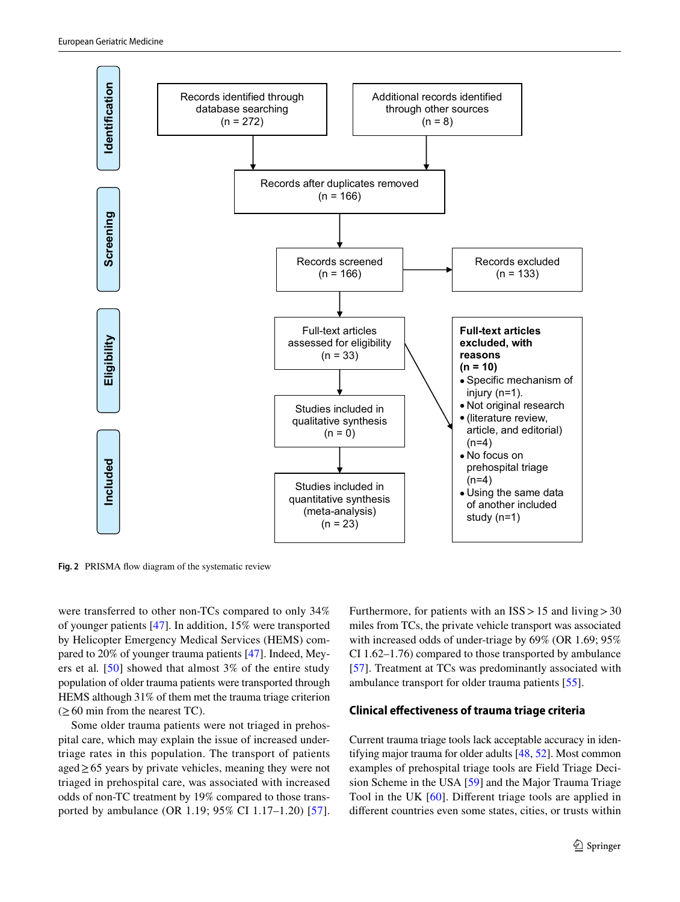**Identification**

- Records identified through database searching (n = 272)
- Additional records identified through other sources (n = 8)

**Screening**

- Records after duplicates removed (n = 166)
- Records screened (n = 166)
- Records excluded (n = 133)

**Eligibility**

- Full-text articles assessed for eligibility (n = 33)
- **Full-text articles excluded, with reasons (n = 10)**
  - Specific mechanism of injury (n=1).
  - Not original research
  - (literature review, article, and editorial) (n=4)
  - No focus on prehospital triage (n=4)
  - Using the same data of another included study (n=1)

**Included**

- Studies included in qualitative synthesis (n = 0)
- Studies included in quantitative synthesis (meta-analysis) (n = 23)

**Fig. 2** PRISMA flow diagram of the systematic review

were transferred to other non-TCs compared to only 34% of younger patients [47]. In addition, 15% were transported by Helicopter Emergency Medical Services (HEMS) compared to 20% of younger trauma patients [47]. Indeed, Meyers et al. [50] showed that almost 3% of the entire study population of older trauma patients were transported through HEMS although 31% of them met the trauma triage criterion (≥ 60 min from the nearest TC).

Some older trauma patients were not triaged in prehospital care, which may explain the issue of increased under-triage rates in this population. The transport of patients aged ≥ 65 years by private vehicles, meaning they were not triaged in prehospital care, was associated with increased odds of non-TC treatment by 19% compared to those transported by ambulance (OR 1.19; 95% CI 1.17–1.20) [57]. Furthermore, for patients with an ISS > 15 and living > 30 miles from TCs, the private vehicle transport was associated with increased odds of under-triage by 69% (OR 1.69; 95% CI 1.62–1.76) compared to those transported by ambulance [57]. Treatment at TCs was predominantly associated with ambulance transport for older trauma patients [55].

### Clinical effectiveness of trauma triage criteria

Current trauma triage tools lack acceptable accuracy in identifying major trauma for older adults [48, 52]. Most common examples of prehospital triage tools are Field Triage Decision Scheme in the USA [59] and the Major Trauma Triage Tool in the UK [60]. Different triage tools are applied in different countries even some states, cities, or trusts within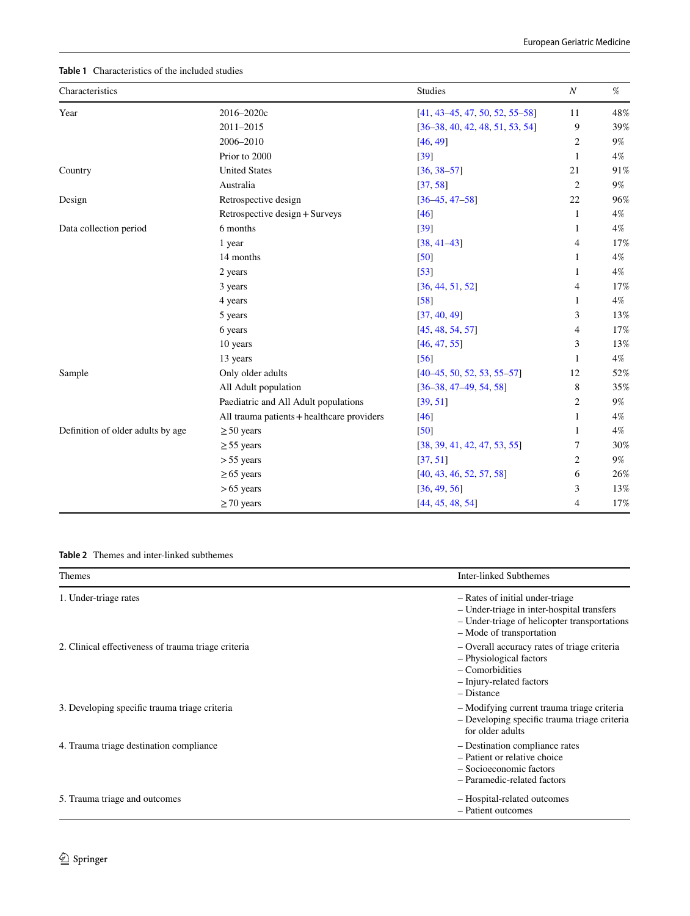**Table 1** Characteristics of the included studies

| Characteristics | | Studies | N | % |
|---|---|---|---|---|
| Year | 2016–2020c | [41, 43–45, 47, 50, 52, 55–58] | 11 | 48% |
| | 2011–2015 | [36–38, 40, 42, 48, 51, 53, 54] | 9 | 39% |
| | 2006–2010 | [46, 49] | 2 | 9% |
| | Prior to 2000 | [39] | 1 | 4% |
| Country | United States | [36, 38–57] | 21 | 91% |
| | Australia | [37, 58] | 2 | 9% |
| Design | Retrospective design | [36–45, 47–58] | 22 | 96% |
| | Retrospective design + Surveys | [46] | 1 | 4% |
| Data collection period | 6 months | [39] | 1 | 4% |
| | 1 year | [38, 41–43] | 4 | 17% |
| | 14 months | [50] | 1 | 4% |
| | 2 years | [53] | 1 | 4% |
| | 3 years | [36, 44, 51, 52] | 4 | 17% |
| | 4 years | [58] | 1 | 4% |
| | 5 years | [37, 40, 49] | 3 | 13% |
| | 6 years | [45, 48, 54, 57] | 4 | 17% |
| | 10 years | [46, 47, 55] | 3 | 13% |
| | 13 years | [56] | 1 | 4% |
| Sample | Only older adults | [40–45, 50, 52, 53, 55–57] | 12 | 52% |
| | All Adult population | [36–38, 47–49, 54, 58] | 8 | 35% |
| | Paediatric and All Adult populations | [39, 51] | 2 | 9% |
| | All trauma patients + healthcare providers | [46] | 1 | 4% |
| Definition of older adults by age | $\geq$50 years | [50] | 1 | 4% |
| | $\geq$55 years | [38, 39, 41, 42, 47, 53, 55] | 7 | 30% |
| | $>$55 years | [37, 51] | 2 | 9% |
| | $\geq$65 years | [40, 43, 46, 52, 57, 58] | 6 | 26% |
| | $>$65 years | [36, 49, 56] | 3 | 13% |
| | $\geq$70 years | [44, 45, 48, 54] | 4 | 17% |

**Table 2** Themes and inter-linked subthemes

| Themes | Inter-linked Subthemes |
|---|---|
| 1. Under-triage rates | – Rates of initial under-triage<br>– Under-triage in inter-hospital transfers<br>– Under-triage of helicopter transportations<br>– Mode of transportation |
| 2. Clinical effectiveness of trauma triage criteria | – Overall accuracy rates of triage criteria<br>– Physiological factors<br>– Comorbidities<br>– Injury-related factors<br>– Distance |
| 3. Developing specific trauma triage criteria | – Modifying current trauma triage criteria<br>– Developing specific trauma triage criteria for older adults |
| 4. Trauma triage destination compliance | – Destination compliance rates<br>– Patient or relative choice<br>– Socioeconomic factors<br>– Paramedic-related factors |
| 5. Trauma triage and outcomes | – Hospital-related outcomes<br>– Patient outcomes |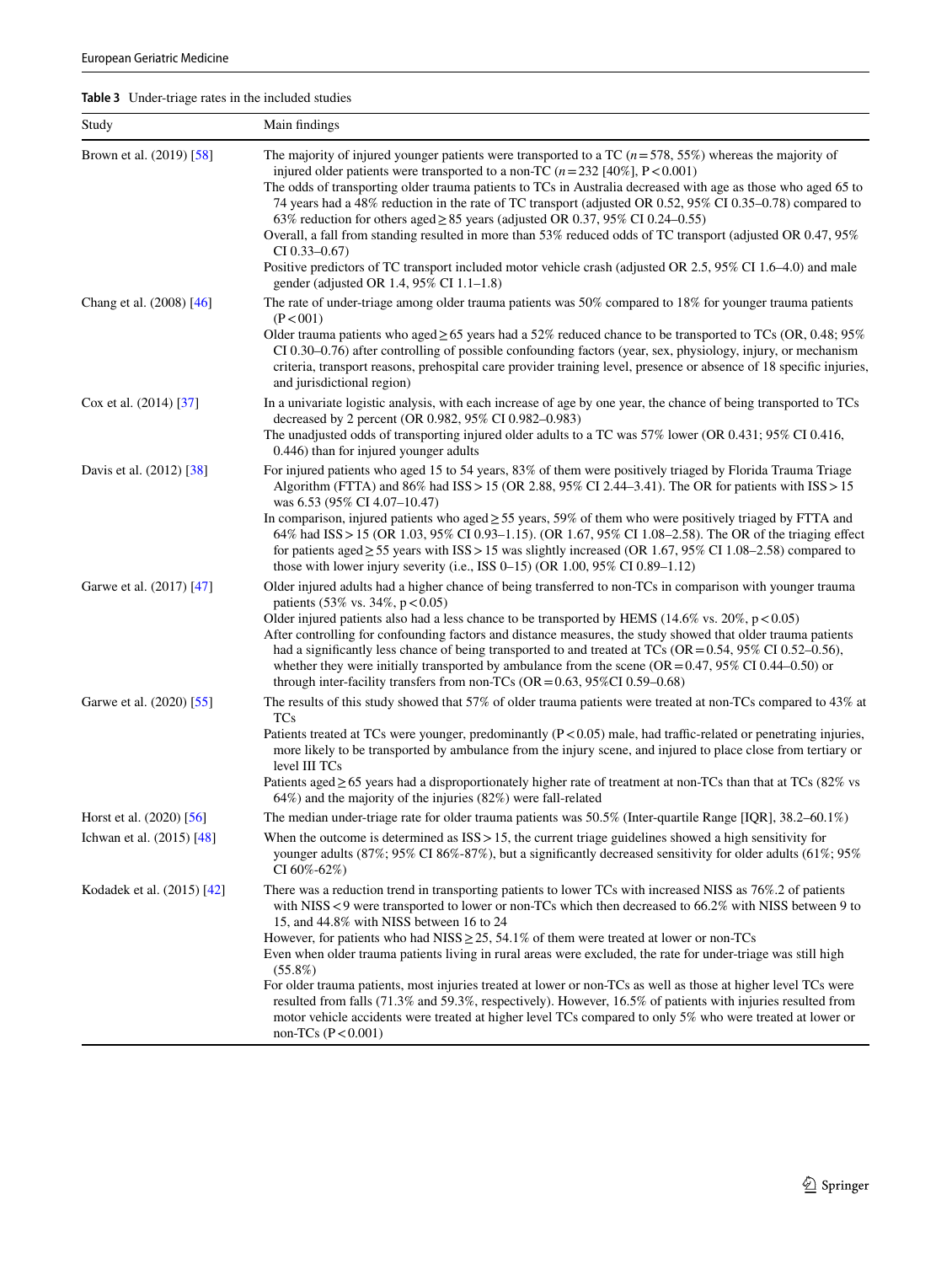**Table 3** Under-triage rates in the included studies

| Study | Main findings |
|---|---|
| Brown et al. (2019) [58] | The majority of injured younger patients were transported to a TC ($n = 578$, 55%) whereas the majority of injured older patients were transported to a non-TC ($n = 232$ [40%], $P < 0.001$)<br>The odds of transporting older trauma patients to TCs in Australia decreased with age as those who aged 65 to 74 years had a 48% reduction in the rate of TC transport (adjusted OR 0.52, 95% CI 0.35–0.78) compared to 63% reduction for others aged ≥ 85 years (adjusted OR 0.37, 95% CI 0.24–0.55)<br>Overall, a fall from standing resulted in more than 53% reduced odds of TC transport (adjusted OR 0.47, 95% CI 0.33–0.67)<br>Positive predictors of TC transport included motor vehicle crash (adjusted OR 2.5, 95% CI 1.6–4.0) and male gender (adjusted OR 1.4, 95% CI 1.1–1.8) |
| Chang et al. (2008) [46] | The rate of under-triage among older trauma patients was 50% compared to 18% for younger trauma patients ($P < 001$)<br>Older trauma patients who aged ≥ 65 years had a 52% reduced chance to be transported to TCs (OR, 0.48; 95% CI 0.30–0.76) after controlling of possible confounding factors (year, sex, physiology, injury, or mechanism criteria, transport reasons, prehospital care provider training level, presence or absence of 18 specific injuries, and jurisdictional region) |
| Cox et al. (2014) [37] | In a univariate logistic analysis, with each increase of age by one year, the chance of being transported to TCs decreased by 2 percent (OR 0.982, 95% CI 0.982–0.983)<br>The unadjusted odds of transporting injured older adults to a TC was 57% lower (OR 0.431; 95% CI 0.416, 0.446) than for injured younger adults |
| Davis et al. (2012) [38] | For injured patients who aged 15 to 54 years, 83% of them were positively triaged by Florida Trauma Triage Algorithm (FTTA) and 86% had ISS > 15 (OR 2.88, 95% CI 2.44–3.41). The OR for patients with ISS > 15 was 6.53 (95% CI 4.07–10.47)<br>In comparison, injured patients who aged ≥ 55 years, 59% of them who were positively triaged by FTTA and 64% had ISS > 15 (OR 1.03, 95% CI 0.93–1.15). (OR 1.67, 95% CI 1.08–2.58). The OR of the triaging effect for patients aged ≥ 55 years with ISS > 15 was slightly increased (OR 1.67, 95% CI 1.08–2.58) compared to those with lower injury severity (i.e., ISS 0–15) (OR 1.00, 95% CI 0.89–1.12) |
| Garwe et al. (2017) [47] | Older injured adults had a higher chance of being transferred to non-TCs in comparison with younger trauma patients (53% vs. 34%, $p < 0.05$)<br>Older injured patients also had a less chance to be transported by HEMS (14.6% vs. 20%, $p < 0.05$)<br>After controlling for confounding factors and distance measures, the study showed that older trauma patients had a significantly less chance of being transported to and treated at TCs (OR = 0.54, 95% CI 0.52–0.56), whether they were initially transported by ambulance from the scene (OR = 0.47, 95% CI 0.44–0.50) or through inter-facility transfers from non-TCs (OR = 0.63, 95%CI 0.59–0.68) |
| Garwe et al. (2020) [55] | The results of this study showed that 57% of older trauma patients were treated at non-TCs compared to 43% at TCs<br>Patients treated at TCs were younger, predominantly ($P < 0.05$) male, had traffic-related or penetrating injuries, more likely to be transported by ambulance from the injury scene, and injured to place close from tertiary or level III TCs<br>Patients aged ≥ 65 years had a disproportionately higher rate of treatment at non-TCs than that at TCs (82% vs 64%) and the majority of the injuries (82%) were fall-related |
| Horst et al. (2020) [56] | The median under-triage rate for older trauma patients was 50.5% (Inter-quartile Range [IQR], 38.2–60.1%) |
| Ichwan et al. (2015) [48] | When the outcome is determined as ISS > 15, the current triage guidelines showed a high sensitivity for younger adults (87%; 95% CI 86%-87%), but a significantly decreased sensitivity for older adults (61%; 95% CI 60%-62%) |
| Kodadek et al. (2015) [42] | There was a reduction trend in transporting patients to lower TCs with increased NISS as 76%.2 of patients with NISS < 9 were transported to lower or non-TCs which then decreased to 66.2% with NISS between 9 to 15, and 44.8% with NISS between 16 to 24<br>However, for patients who had NISS ≥ 25, 54.1% of them were treated at lower or non-TCs<br>Even when older trauma patients living in rural areas were excluded, the rate for under-triage was still high (55.8%)<br>For older trauma patients, most injuries treated at lower or non-TCs as well as those at higher level TCs were resulted from falls (71.3% and 59.3%, respectively). However, 16.5% of patients with injuries resulted from motor vehicle accidents were treated at higher level TCs compared to only 5% who were treated at lower or non-TCs ($P < 0.001$) |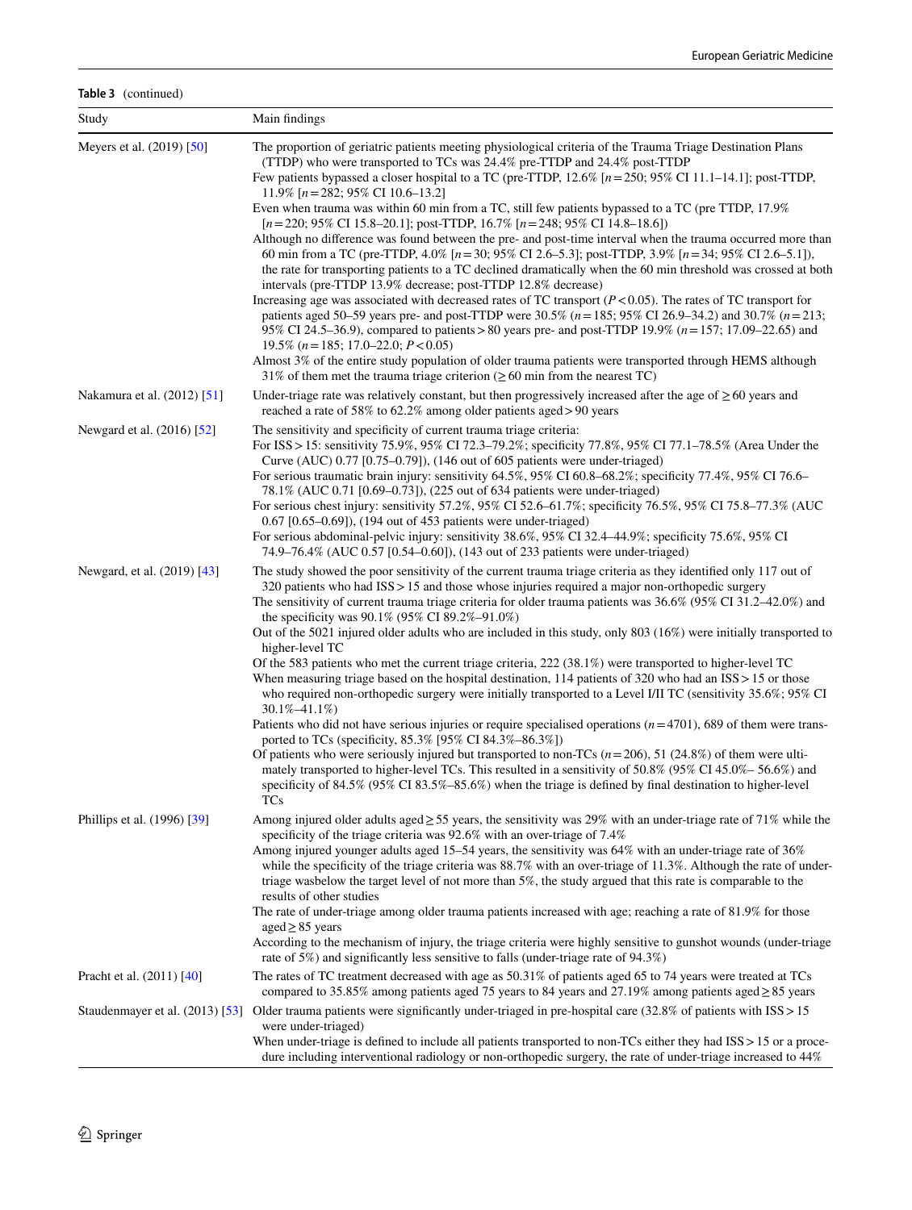**Table 3** (continued)

| Study | Main findings |
|---|---|
| Meyers et al. (2019) [50] | The proportion of geriatric patients meeting physiological criteria of the Trauma Triage Destination Plans (TTDP) who were transported to TCs was 24.4% pre-TTDP and 24.4% post-TTDP<br>Few patients bypassed a closer hospital to a TC (pre-TTDP, 12.6% [$n = 250$; 95% CI 11.1–14.1]; post-TTDP, 11.9% [$n = 282$; 95% CI 10.6–13.2]<br>Even when trauma was within 60 min from a TC, still few patients bypassed to a TC (pre TTDP, 17.9% [$n = 220$; 95% CI 15.8–20.1]; post-TTDP, 16.7% [$n = 248$; 95% CI 14.8–18.6])<br>Although no difference was found between the pre- and post-time interval when the trauma occurred more than 60 min from a TC (pre-TTDP, 4.0% [$n = 30$; 95% CI 2.6–5.3]; post-TTDP, 3.9% [$n = 34$; 95% CI 2.6–5.1]), the rate for transporting patients to a TC declined dramatically when the 60 min threshold was crossed at both intervals (pre-TTDP 13.9% decrease; post-TTDP 12.8% decrease)<br>Increasing age was associated with decreased rates of TC transport ($P < 0.05$). The rates of TC transport for patients aged 50–59 years pre- and post-TTDP were 30.5% ($n = 185$; 95% CI 26.9–34.2) and 30.7% ($n = 213$; 95% CI 24.5–36.9), compared to patients > 80 years pre- and post-TTDP 19.9% ($n = 157$; 17.09–22.65) and 19.5% ($n = 185$; 17.0–22.0; $P < 0.05$)<br>Almost 3% of the entire study population of older trauma patients were transported through HEMS although 31% of them met the trauma triage criterion (≥ 60 min from the nearest TC) |
| Nakamura et al. (2012) [51] | Under-triage rate was relatively constant, but then progressively increased after the age of ≥ 60 years and reached a rate of 58% to 62.2% among older patients aged > 90 years |
| Newgard et al. (2016) [52] | The sensitivity and specificity of current trauma triage criteria:<br>For ISS > 15: sensitivity 75.9%, 95% CI 72.3–79.2%; specificity 77.8%, 95% CI 77.1–78.5% (Area Under the Curve (AUC) 0.77 [0.75–0.79]), (146 out of 605 patients were under-triaged)<br>For serious traumatic brain injury: sensitivity 64.5%, 95% CI 60.8–68.2%; specificity 77.4%, 95% CI 76.6–78.1% (AUC 0.71 [0.69–0.73]), (225 out of 634 patients were under-triaged)<br>For serious chest injury: sensitivity 57.2%, 95% CI 52.6–61.7%; specificity 76.5%, 95% CI 75.8–77.3% (AUC 0.67 [0.65–0.69]), (194 out of 453 patients were under-triaged)<br>For serious abdominal-pelvic injury: sensitivity 38.6%, 95% CI 32.4–44.9%; specificity 75.6%, 95% CI 74.9–76.4% (AUC 0.57 [0.54–0.60]), (143 out of 233 patients were under-triaged) |
| Newgard, et al. (2019) [43] | The study showed the poor sensitivity of the current trauma triage criteria as they identified only 117 out of 320 patients who had ISS > 15 and those whose injuries required a major non-orthopedic surgery<br>The sensitivity of current trauma triage criteria for older trauma patients was 36.6% (95% CI 31.2–42.0%) and the specificity was 90.1% (95% CI 89.2%–91.0%)<br>Out of the 5021 injured older adults who are included in this study, only 803 (16%) were initially transported to higher-level TC<br>Of the 583 patients who met the current triage criteria, 222 (38.1%) were transported to higher-level TC<br>When measuring triage based on the hospital destination, 114 patients of 320 who had an ISS > 15 or those who required non-orthopedic surgery were initially transported to a Level I/II TC (sensitivity 35.6%; 95% CI 30.1%–41.1%)<br>Patients who did not have serious injuries or require specialised operations ($n = 4701$), 689 of them were transported to TCs (specificity, 85.3% [95% CI 84.3%–86.3%])<br>Of patients who were seriously injured but transported to non-TCs ($n = 206$), 51 (24.8%) of them were ultimately transported to higher-level TCs. This resulted in a sensitivity of 50.8% (95% CI 45.0%– 56.6%) and specificity of 84.5% (95% CI 83.5%–85.6%) when the triage is defined by final destination to higher-level TCs |
| Phillips et al. (1996) [39] | Among injured older adults aged ≥ 55 years, the sensitivity was 29% with an under-triage rate of 71% while the specificity of the triage criteria was 92.6% with an over-triage of 7.4%<br>Among injured younger adults aged 15–54 years, the sensitivity was 64% with an under-triage rate of 36% while the specificity of the triage criteria was 88.7% with an over-triage of 11.3%. Although the rate of under-triage wasbelow the target level of not more than 5%, the study argued that this rate is comparable to the results of other studies<br>The rate of under-triage among older trauma patients increased with age; reaching a rate of 81.9% for those aged ≥ 85 years<br>According to the mechanism of injury, the triage criteria were highly sensitive to gunshot wounds (under-triage rate of 5%) and significantly less sensitive to falls (under-triage rate of 94.3%) |
| Pracht et al. (2011) [40] | The rates of TC treatment decreased with age as 50.31% of patients aged 65 to 74 years were treated at TCs compared to 35.85% among patients aged 75 years to 84 years and 27.19% among patients aged ≥ 85 years |
| Staudenmayer et al. (2013) [53] | Older trauma patients were significantly under-triaged in pre-hospital care (32.8% of patients with ISS > 15 were under-triaged)<br>When under-triage is defined to include all patients transported to non-TCs either they had ISS > 15 or a procedure including interventional radiology or non-orthopedic surgery, the rate of under-triage increased to 44% |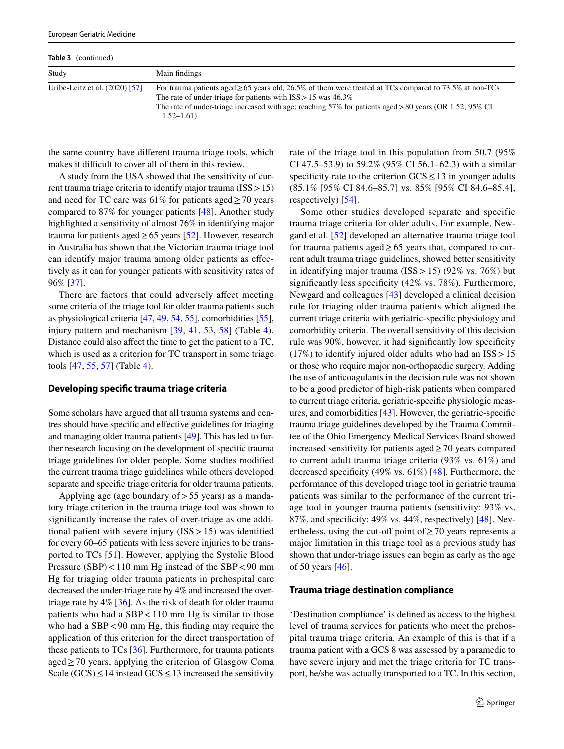**Table 3** (continued)

| Study | Main findings |
|---|---|
| Uribe-Leitz et al. (2020) [57] | For trauma patients aged ≥ 65 years old, 26.5% of them were treated at TCs compared to 73.5% at non-TCs<br>The rate of under-triage for patients with ISS > 15 was 46.3%<br>The rate of under-triage increased with age; reaching 57% for patients aged > 80 years (OR 1.52; 95% CI 1.52–1.61) |

the same country have different trauma triage tools, which makes it difficult to cover all of them in this review.

A study from the USA showed that the sensitivity of current trauma triage criteria to identify major trauma (ISS > 15) and need for TC care was 61% for patients aged ≥ 70 years compared to 87% for younger patients [48]. Another study highlighted a sensitivity of almost 76% in identifying major trauma for patients aged ≥ 65 years [52]. However, research in Australia has shown that the Victorian trauma triage tool can identify major trauma among older patients as effectively as it can for younger patients with sensitivity rates of 96% [37].

There are factors that could adversely affect meeting some criteria of the triage tool for older trauma patients such as physiological criteria [47, 49, 54, 55], comorbidities [55], injury pattern and mechanism [39, 41, 53, 58] (Table 4). Distance could also affect the time to get the patient to a TC, which is used as a criterion for TC transport in some triage tools [47, 55, 57] (Table 4).

### Developing specific trauma triage criteria

Some scholars have argued that all trauma systems and centres should have specific and effective guidelines for triaging and managing older trauma patients [49]. This has led to further research focusing on the development of specific trauma triage guidelines for older people. Some studies modified the current trauma triage guidelines while others developed separate and specific triage criteria for older trauma patients.

Applying age (age boundary of > 55 years) as a mandatory triage criterion in the trauma triage tool was shown to significantly increase the rates of over-triage as one additional patient with severe injury (ISS > 15) was identified for every 60–65 patients with less severe injuries to be transported to TCs [51]. However, applying the Systolic Blood Pressure (SBP) < 110 mm Hg instead of the SBP < 90 mm Hg for triaging older trauma patients in prehospital care decreased the under-triage rate by 4% and increased the over-triage rate by 4% [36]. As the risk of death for older trauma patients who had a SBP < 110 mm Hg is similar to those who had a SBP < 90 mm Hg, this finding may require the application of this criterion for the direct transportation of these patients to TCs [36]. Furthermore, for trauma patients aged ≥ 70 years, applying the criterion of Glasgow Coma Scale (GCS) ≤ 14 instead GCS ≤ 13 increased the sensitivity rate of the triage tool in this population from 50.7 (95% CI 47.5–53.9) to 59.2% (95% CI 56.1–62.3) with a similar specificity rate to the criterion GCS ≤ 13 in younger adults (85.1% [95% CI 84.6–85.7] vs. 85% [95% CI 84.6–85.4], respectively) [54].

Some other studies developed separate and specific trauma triage criteria for older adults. For example, Newgard et al. [52] developed an alternative trauma triage tool for trauma patients aged ≥ 65 years that, compared to current adult trauma triage guidelines, showed better sensitivity in identifying major trauma (ISS > 15) (92% vs. 76%) but significantly less specificity (42% vs. 78%). Furthermore, Newgard and colleagues [43] developed a clinical decision rule for triaging older trauma patients which aligned the current triage criteria with geriatric-specific physiology and comorbidity criteria. The overall sensitivity of this decision rule was 90%, however, it had significantly low specificity (17%) to identify injured older adults who had an ISS > 15 or those who require major non-orthopaedic surgery. Adding the use of anticoagulants in the decision rule was not shown to be a good predictor of high-risk patients when compared to current triage criteria, geriatric-specific physiologic measures, and comorbidities [43]. However, the geriatric-specific trauma triage guidelines developed by the Trauma Committee of the Ohio Emergency Medical Services Board showed increased sensitivity for patients aged ≥ 70 years compared to current adult trauma triage criteria (93% vs. 61%) and decreased specificity (49% vs. 61%) [48]. Furthermore, the performance of this developed triage tool in geriatric trauma patients was similar to the performance of the current triage tool in younger trauma patients (sensitivity: 93% vs. 87%, and specificity: 49% vs. 44%, respectively) [48]. Nevertheless, using the cut-off point of ≥ 70 years represents a major limitation in this triage tool as a previous study has shown that under-triage issues can begin as early as the age of 50 years [46].

### Trauma triage destination compliance

'Destination compliance' is defined as access to the highest level of trauma services for patients who meet the prehospital trauma triage criteria. An example of this is that if a trauma patient with a GCS 8 was assessed by a paramedic to have severe injury and met the triage criteria for TC transport, he/she was actually transported to a TC. In this section,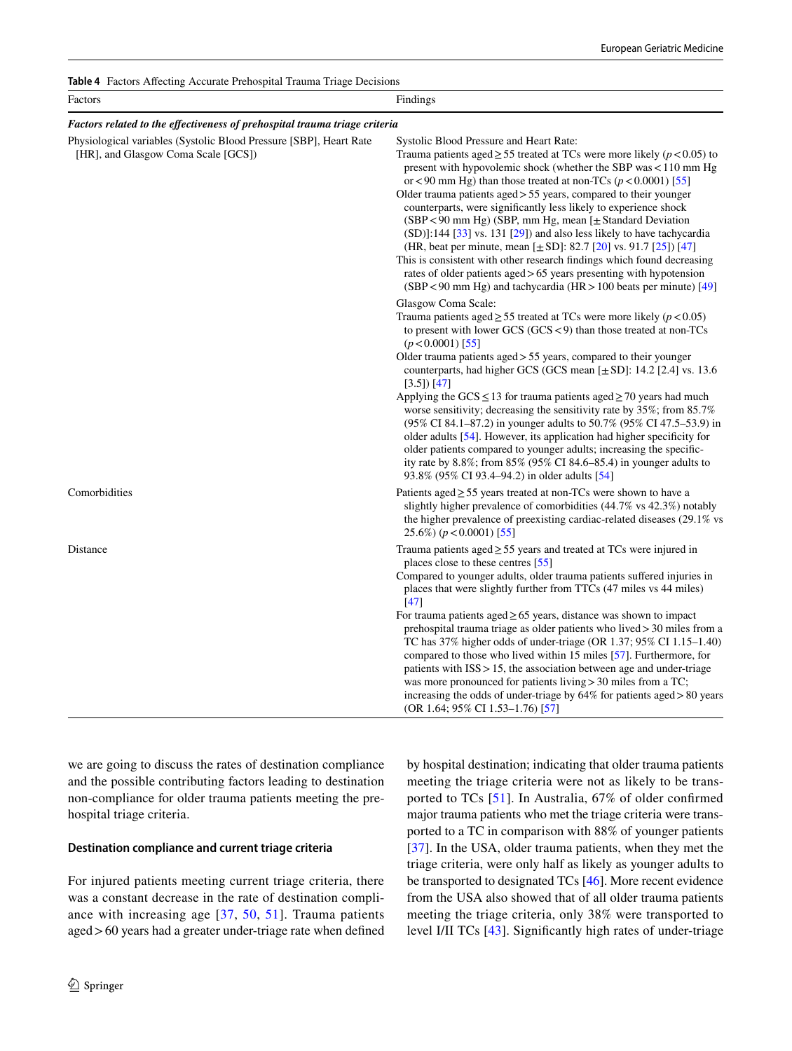**Table 4** Factors Affecting Accurate Prehospital Trauma Triage Decisions

| Factors | Findings |
|---|---|
| ***Factors related to the effectiveness of prehospital trauma triage criteria*** | |
| Physiological variables (Systolic Blood Pressure [SBP], Heart Rate [HR], and Glasgow Coma Scale [GCS]) | Systolic Blood Pressure and Heart Rate:<br>Trauma patients aged ≥ 55 treated at TCs were more likely ($p < 0.05$) to present with hypovolemic shock (whether the SBP was < 110 mm Hg or < 90 mm Hg) than those treated at non-TCs ($p < 0.0001$) [55]<br>Older trauma patients aged > 55 years, compared to their younger counterparts, were significantly less likely to experience shock (SBP < 90 mm Hg) (SBP, mm Hg, mean [± Standard Deviation (SD)]:144 [33] vs. 131 [29]) and also less likely to have tachycardia (HR, beat per minute, mean [± SD]: 82.7 [20] vs. 91.7 [25]) [47]<br>This is consistent with other research findings which found decreasing rates of older patients aged > 65 years presenting with hypotension (SBP < 90 mm Hg) and tachycardia (HR > 100 beats per minute) [49]<br>Glasgow Coma Scale:<br>Trauma patients aged ≥ 55 treated at TCs were more likely ($p < 0.05$) to present with lower GCS (GCS < 9) than those treated at non-TCs ($p < 0.0001$) [55]<br>Older trauma patients aged > 55 years, compared to their younger counterparts, had higher GCS (GCS mean [± SD]: 14.2 [2.4] vs. 13.6 [3.5]) [47]<br>Applying the GCS ≤ 13 for trauma patients aged ≥ 70 years had much worse sensitivity; decreasing the sensitivity rate by 35%; from 85.7% (95% CI 84.1–87.2) in younger adults to 50.7% (95% CI 47.5–53.9) in older adults [54]. However, its application had higher specificity for older patients compared to younger adults; increasing the specificity rate by 8.8%; from 85% (95% CI 84.6–85.4) in younger adults to 93.8% (95% CI 93.4–94.2) in older adults [54] |
| Comorbidities | Patients aged ≥ 55 years treated at non-TCs were shown to have a slightly higher prevalence of comorbidities (44.7% vs 42.3%) notably the higher prevalence of preexisting cardiac-related diseases (29.1% vs 25.6%) ($p < 0.0001$) [55] |
| Distance | Trauma patients aged ≥ 55 years and treated at TCs were injured in places close to these centres [55]<br>Compared to younger adults, older trauma patients suffered injuries in places that were slightly further from TTCs (47 miles vs 44 miles) [47]<br>For trauma patients aged ≥ 65 years, distance was shown to impact prehospital trauma triage as older patients who lived > 30 miles from a TC has 37% higher odds of under-triage (OR 1.37; 95% CI 1.15–1.40) compared to those who lived within 15 miles [57]. Furthermore, for patients with ISS > 15, the association between age and under-triage was more pronounced for patients living > 30 miles from a TC; increasing the odds of under-triage by 64% for patients aged > 80 years (OR 1.64; 95% CI 1.53–1.76) [57] |

we are going to discuss the rates of destination compliance and the possible contributing factors leading to destination non-compliance for older trauma patients meeting the prehospital triage criteria.

### Destination compliance and current triage criteria

For injured patients meeting current triage criteria, there was a constant decrease in the rate of destination compliance with increasing age [37, 50, 51]. Trauma patients aged > 60 years had a greater under-triage rate when defined by hospital destination; indicating that older trauma patients meeting the triage criteria were not as likely to be transported to TCs [51]. In Australia, 67% of older confirmed major trauma patients who met the triage criteria were transported to a TC in comparison with 88% of younger patients [37]. In the USA, older trauma patients, when they met the triage criteria, were only half as likely as younger adults to be transported to designated TCs [46]. More recent evidence from the USA also showed that of all older trauma patients meeting the triage criteria, only 38% were transported to level I/II TCs [43]. Significantly high rates of under-triage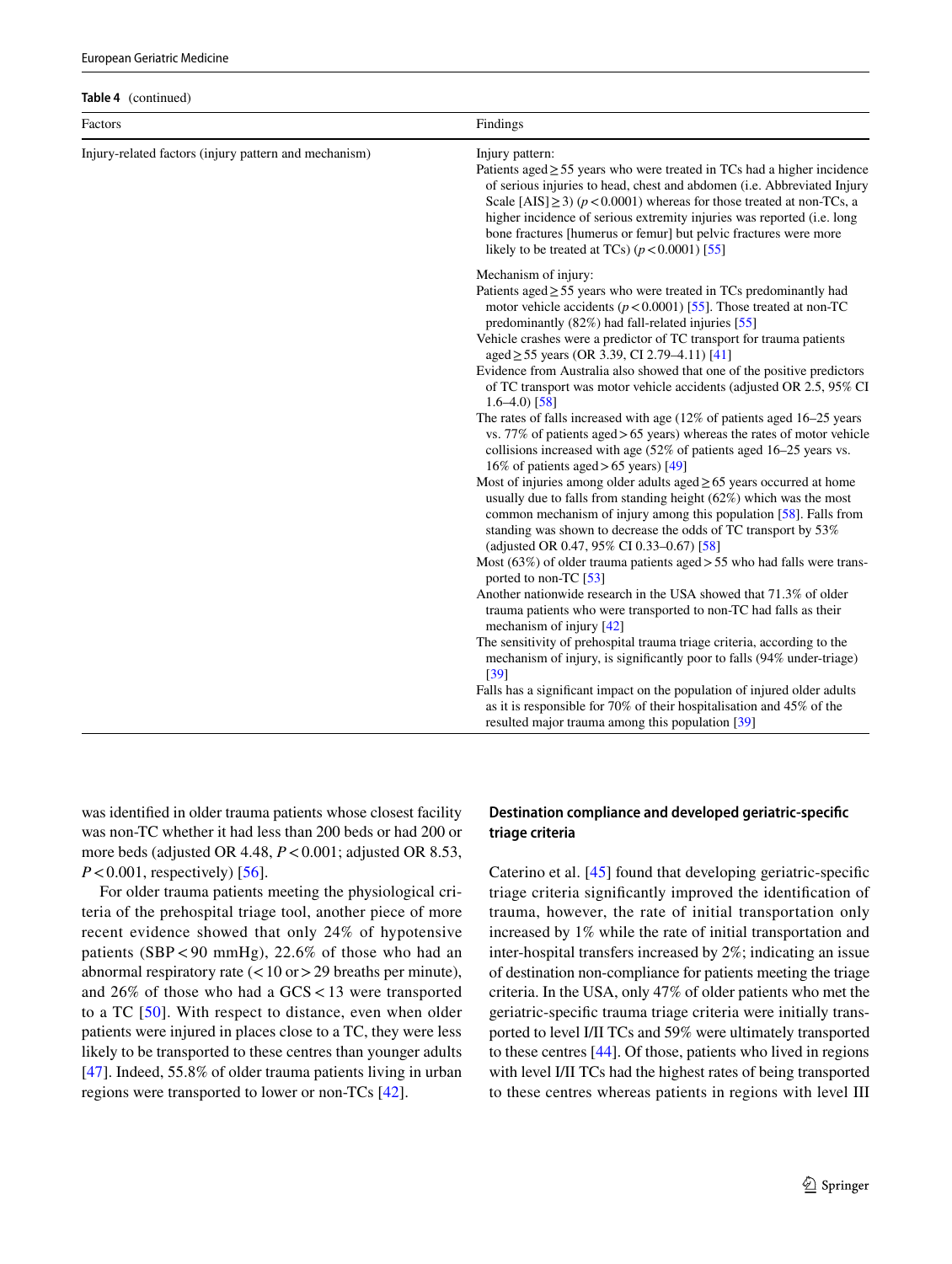**Table 4** (continued)

| Factors | Findings |
|---|---|
| Injury-related factors (injury pattern and mechanism) | Injury pattern:<br>Patients aged ≥ 55 years who were treated in TCs had a higher incidence of serious injuries to head, chest and abdomen (i.e. Abbreviated Injury Scale [AIS] ≥ 3) ($p < 0.0001$) whereas for those treated at non-TCs, a higher incidence of serious extremity injuries was reported (i.e. long bone fractures [humerus or femur] but pelvic fractures were more likely to be treated at TCs) ($p < 0.0001$) [55] |
| | Mechanism of injury:<br>Patients aged ≥ 55 years who were treated in TCs predominantly had motor vehicle accidents ($p < 0.0001$) [55]. Those treated at non-TC predominantly (82%) had fall-related injuries [55]<br>Vehicle crashes were a predictor of TC transport for trauma patients aged ≥ 55 years (OR 3.39, CI 2.79–4.11) [41]<br>Evidence from Australia also showed that one of the positive predictors of TC transport was motor vehicle accidents (adjusted OR 2.5, 95% CI 1.6–4.0) [58]<br>The rates of falls increased with age (12% of patients aged 16–25 years vs. 77% of patients aged > 65 years) whereas the rates of motor vehicle collisions increased with age (52% of patients aged 16–25 years vs. 16% of patients aged > 65 years) [49]<br>Most of injuries among older adults aged ≥ 65 years occurred at home usually due to falls from standing height (62%) which was the most common mechanism of injury among this population [58]. Falls from standing was shown to decrease the odds of TC transport by 53% (adjusted OR 0.47, 95% CI 0.33–0.67) [58]<br>Most (63%) of older trauma patients aged > 55 who had falls were transported to non-TC [53]<br>Another nationwide research in the USA showed that 71.3% of older trauma patients who were transported to non-TC had falls as their mechanism of injury [42]<br>The sensitivity of prehospital trauma triage criteria, according to the mechanism of injury, is significantly poor to falls (94% under-triage) [39]<br>Falls has a significant impact on the population of injured older adults as it is responsible for 70% of their hospitalisation and 45% of the resulted major trauma among this population [39] |

was identified in older trauma patients whose closest facility was non-TC whether it had less than 200 beds or had 200 or more beds (adjusted OR 4.48, $P < 0.001$; adjusted OR 8.53, $P < 0.001$, respectively) [56].

For older trauma patients meeting the physiological criteria of the prehospital triage tool, another piece of more recent evidence showed that only 24% of hypotensive patients (SBP < 90 mmHg), 22.6% of those who had an abnormal respiratory rate (< 10 or > 29 breaths per minute), and 26% of those who had a GCS < 13 were transported to a TC [50]. With respect to distance, even when older patients were injured in places close to a TC, they were less likely to be transported to these centres than younger adults [47]. Indeed, 55.8% of older trauma patients living in urban regions were transported to lower or non-TCs [42].

### Destination compliance and developed geriatric-specific triage criteria

Caterino et al. [45] found that developing geriatric-specific triage criteria significantly improved the identification of trauma, however, the rate of initial transportation only increased by 1% while the rate of initial transportation and inter-hospital transfers increased by 2%; indicating an issue of destination non-compliance for patients meeting the triage criteria. In the USA, only 47% of older patients who met the geriatric-specific trauma triage criteria were initially transported to level I/II TCs and 59% were ultimately transported to these centres [44]. Of those, patients who lived in regions with level I/II TCs had the highest rates of being transported to these centres whereas patients in regions with level III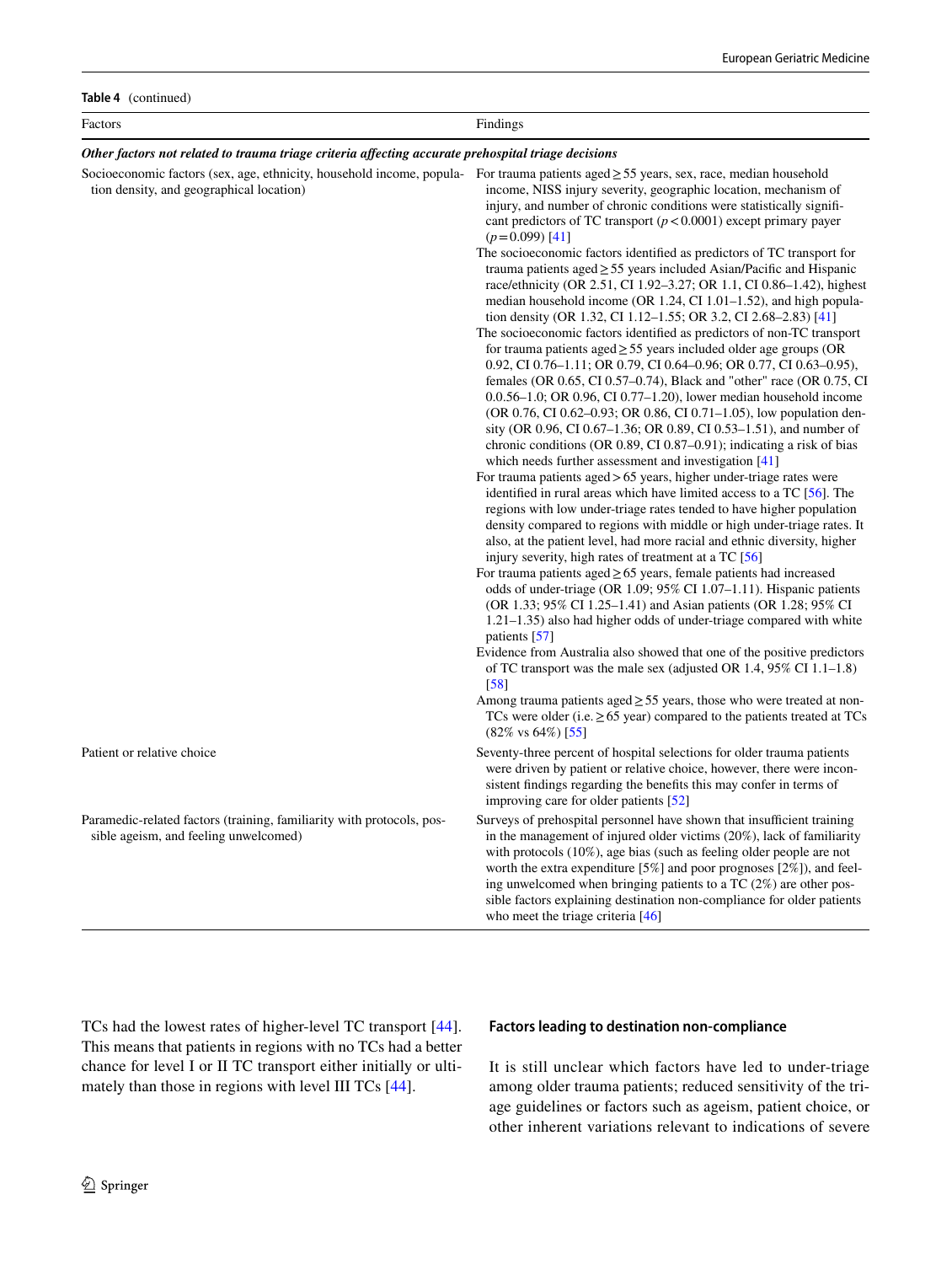**Table 4** (continued)

| Factors | Findings |
|---|---|
| ***Other factors not related to trauma triage criteria affecting accurate prehospital triage decisions*** | |
| Socioeconomic factors (sex, age, ethnicity, household income, population density, and geographical location) | For trauma patients aged ≥ 55 years, sex, race, median household income, NISS injury severity, geographic location, mechanism of injury, and number of chronic conditions were statistically significant predictors of TC transport ($p < 0.0001$) except primary payer ($p = 0.099$) [41]<br>The socioeconomic factors identified as predictors of TC transport for trauma patients aged ≥ 55 years included Asian/Pacific and Hispanic race/ethnicity (OR 2.51, CI 1.92–3.27; OR 1.1, CI 0.86–1.42), highest median household income (OR 1.24, CI 1.01–1.52), and high population density (OR 1.32, CI 1.12–1.55; OR 3.2, CI 2.68–2.83) [41]<br>The socioeconomic factors identified as predictors of non-TC transport for trauma patients aged ≥ 55 years included older age groups (OR 0.92, CI 0.76–1.11; OR 0.79, CI 0.64–0.96; OR 0.77, CI 0.63–0.95), females (OR 0.65, CI 0.57–0.74), Black and "other" race (OR 0.75, CI 0.0.56–1.0; OR 0.96, CI 0.77–1.20), lower median household income (OR 0.76, CI 0.62–0.93; OR 0.86, CI 0.71–1.05), low population density (OR 0.96, CI 0.67–1.36; OR 0.89, CI 0.53–1.51), and number of chronic conditions (OR 0.89, CI 0.87–0.91); indicating a risk of bias which needs further assessment and investigation [41]<br>For trauma patients aged > 65 years, higher under-triage rates were identified in rural areas which have limited access to a TC [56]. The regions with low under-triage rates tended to have higher population density compared to regions with middle or high under-triage rates. It also, at the patient level, had more racial and ethnic diversity, higher injury severity, high rates of treatment at a TC [56]<br>For trauma patients aged ≥ 65 years, female patients had increased odds of under-triage (OR 1.09; 95% CI 1.07–1.11). Hispanic patients (OR 1.33; 95% CI 1.25–1.41) and Asian patients (OR 1.28; 95% CI 1.21–1.35) also had higher odds of under-triage compared with white patients [57]<br>Evidence from Australia also showed that one of the positive predictors of TC transport was the male sex (adjusted OR 1.4, 95% CI 1.1–1.8) [58]<br>Among trauma patients aged ≥ 55 years, those who were treated at non-TCs were older (i.e. ≥ 65 year) compared to the patients treated at TCs (82% vs 64%) [55] |
| Patient or relative choice | Seventy-three percent of hospital selections for older trauma patients were driven by patient or relative choice, however, there were inconsistent findings regarding the benefits this may confer in terms of improving care for older patients [52] |
| Paramedic-related factors (training, familiarity with protocols, possible ageism, and feeling unwelcomed) | Surveys of prehospital personnel have shown that insufficient training in the management of injured older victims (20%), lack of familiarity with protocols (10%), age bias (such as feeling older people are not worth the extra expenditure [5%] and poor prognoses [2%]), and feeling unwelcomed when bringing patients to a TC (2%) are other possible factors explaining destination non-compliance for older patients who meet the triage criteria [46] |

TCs had the lowest rates of higher-level TC transport [44]. This means that patients in regions with no TCs had a better chance for level I or II TC transport either initially or ultimately than those in regions with level III TCs [44].

### Factors leading to destination non-compliance

It is still unclear which factors have led to under-triage among older trauma patients; reduced sensitivity of the triage guidelines or factors such as ageism, patient choice, or other inherent variations relevant to indications of severe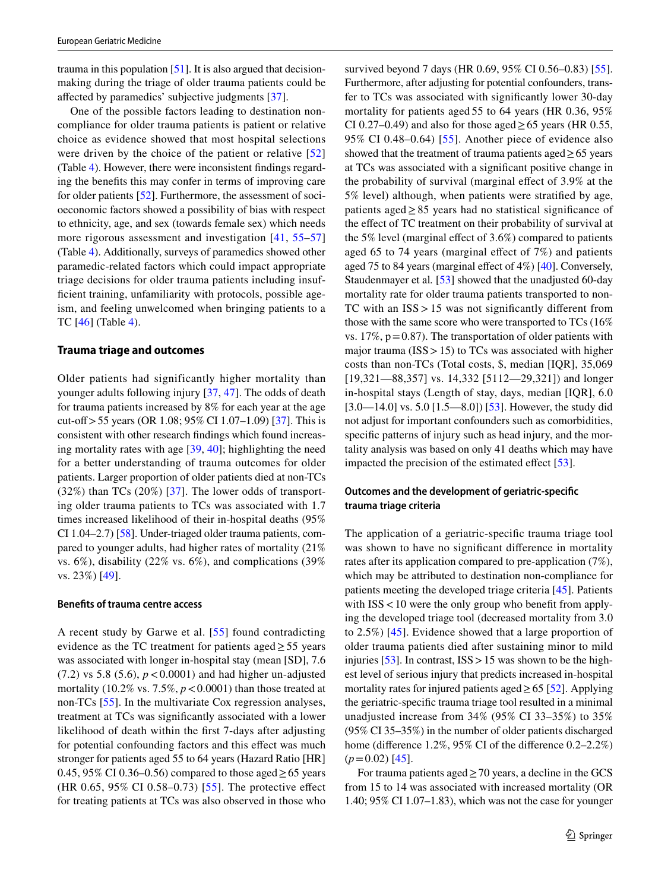trauma in this population [51]. It is also argued that decision-making during the triage of older trauma patients could be affected by paramedics' subjective judgments [37].

One of the possible factors leading to destination non-compliance for older trauma patients is patient or relative choice as evidence showed that most hospital selections were driven by the choice of the patient or relative [52] (Table 4). However, there were inconsistent findings regarding the benefits this may confer in terms of improving care for older patients [52]. Furthermore, the assessment of socioeconomic factors showed a possibility of bias with respect to ethnicity, age, and sex (towards female sex) which needs more rigorous assessment and investigation [41, 55–57] (Table 4). Additionally, surveys of paramedics showed other paramedic-related factors which could impact appropriate triage decisions for older trauma patients including insufficient training, unfamiliarity with protocols, possible ageism, and feeling unwelcomed when bringing patients to a TC [46] (Table 4).

### Trauma triage and outcomes

Older patients had significantly higher mortality than younger adults following injury [37, 47]. The odds of death for trauma patients increased by 8% for each year at the age cut-off > 55 years (OR 1.08; 95% CI 1.07–1.09) [37]. This is consistent with other research findings which found increasing mortality rates with age [39, 40]; highlighting the need for a better understanding of trauma outcomes for older patients. Larger proportion of older patients died at non-TCs (32%) than TCs (20%) [37]. The lower odds of transporting older trauma patients to TCs was associated with 1.7 times increased likelihood of their in-hospital deaths (95% CI 1.04–2.7) [58]. Under-triaged older trauma patients, compared to younger adults, had higher rates of mortality (21% vs. 6%), disability (22% vs. 6%), and complications (39% vs. 23%) [49].

#### Benefits of trauma centre access

A recent study by Garwe et al. [55] found contradicting evidence as the TC treatment for patients aged ≥ 55 years was associated with longer in-hospital stay (mean [SD], 7.6 (7.2) vs 5.8 (5.6), $p < 0.0001$) and had higher un-adjusted mortality (10.2% vs. 7.5%, $p < 0.0001$) than those treated at non-TCs [55]. In the multivariate Cox regression analyses, treatment at TCs was significantly associated with a lower likelihood of death within the first 7-days after adjusting for potential confounding factors and this effect was much stronger for patients aged 55 to 64 years (Hazard Ratio [HR] 0.45, 95% CI 0.36–0.56) compared to those aged ≥ 65 years (HR 0.65, 95% CI 0.58–0.73) [55]. The protective effect for treating patients at TCs was also observed in those who survived beyond 7 days (HR 0.69, 95% CI 0.56–0.83) [55]. Furthermore, after adjusting for potential confounders, transfer to TCs was associated with significantly lower 30-day mortality for patients aged 55 to 64 years (HR 0.36, 95% CI 0.27–0.49) and also for those aged ≥ 65 years (HR 0.55, 95% CI 0.48–0.64) [55]. Another piece of evidence also showed that the treatment of trauma patients aged ≥ 65 years at TCs was associated with a significant positive change in the probability of survival (marginal effect of 3.9% at the 5% level) although, when patients were stratified by age, patients aged ≥ 85 years had no statistical significance of the effect of TC treatment on their probability of survival at the 5% level (marginal effect of 3.6%) compared to patients aged 65 to 74 years (marginal effect of 7%) and patients aged 75 to 84 years (marginal effect of 4%) [40]. Conversely, Staudenmayer et al. [53] showed that the unadjusted 60-day mortality rate for older trauma patients transported to non-TC with an ISS > 15 was not significantly different from those with the same score who were transported to TCs (16% vs. 17%, p = 0.87). The transportation of older patients with major trauma (ISS > 15) to TCs was associated with higher costs than non-TCs (Total costs, $, median [IQR], 35,069 [19,321—88,357] vs. 14,332 [5112—29,321]) and longer in-hospital stays (Length of stay, days, median [IQR], 6.0 [3.0—14.0] vs. 5.0 [1.5—8.0]) [53]. However, the study did not adjust for important confounders such as comorbidities, specific patterns of injury such as head injury, and the mortality analysis was based on only 41 deaths which may have impacted the precision of the estimated effect [53].

#### Outcomes and the development of geriatric-specific trauma triage criteria

The application of a geriatric-specific trauma triage tool was shown to have no significant difference in mortality rates after its application compared to pre-application (7%), which may be attributed to destination non-compliance for patients meeting the developed triage criteria [45]. Patients with ISS < 10 were the only group who benefit from applying the developed triage tool (decreased mortality from 3.0 to 2.5%) [45]. Evidence showed that a large proportion of older trauma patients died after sustaining minor to mild injuries [53]. In contrast, ISS > 15 was shown to be the highest level of serious injury that predicts increased in-hospital mortality rates for injured patients aged ≥ 65 [52]. Applying the geriatric-specific trauma triage tool resulted in a minimal unadjusted increase from 34% (95% CI 33–35%) to 35% (95% CI 35–35%) in the number of older patients discharged home (difference 1.2%, 95% CI of the difference 0.2–2.2%) ($p = 0.02$) [45].

For trauma patients aged ≥ 70 years, a decline in the GCS from 15 to 14 was associated with increased mortality (OR 1.40; 95% CI 1.07–1.83), which was not the case for younger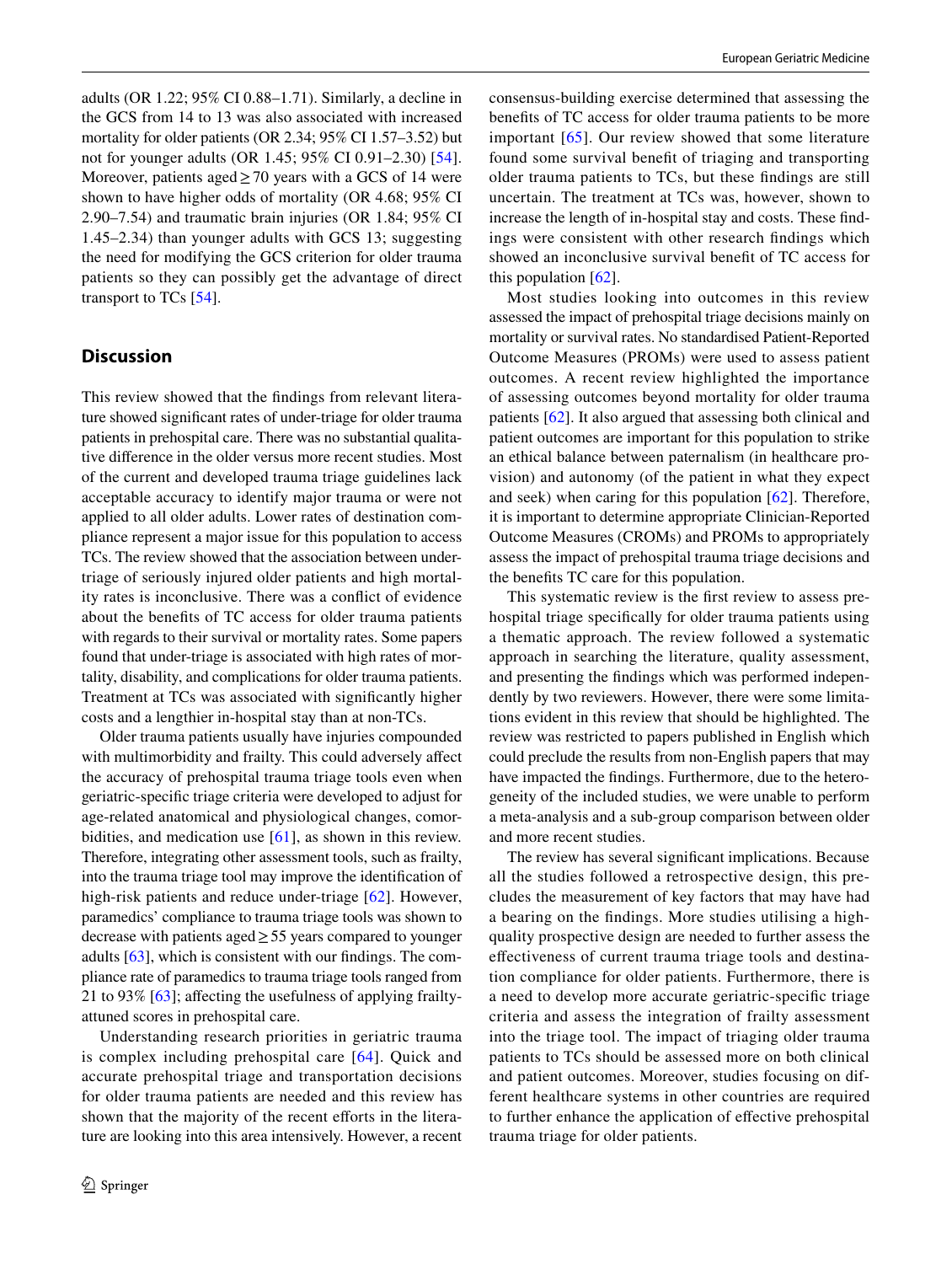adults (OR 1.22; 95% CI 0.88–1.71). Similarly, a decline in the GCS from 14 to 13 was also associated with increased mortality for older patients (OR 2.34; 95% CI 1.57–3.52) but not for younger adults (OR 1.45; 95% CI 0.91–2.30) [54]. Moreover, patients aged ≥ 70 years with a GCS of 14 were shown to have higher odds of mortality (OR 4.68; 95% CI 2.90–7.54) and traumatic brain injuries (OR 1.84; 95% CI 1.45–2.34) than younger adults with GCS 13; suggesting the need for modifying the GCS criterion for older trauma patients so they can possibly get the advantage of direct transport to TCs [54].

## Discussion

This review showed that the findings from relevant literature showed significant rates of under-triage for older trauma patients in prehospital care. There was no substantial qualitative difference in the older versus more recent studies. Most of the current and developed trauma triage guidelines lack acceptable accuracy to identify major trauma or were not applied to all older adults. Lower rates of destination compliance represent a major issue for this population to access TCs. The review showed that the association between under-triage of seriously injured older patients and high mortality rates is inconclusive. There was a conflict of evidence about the benefits of TC access for older trauma patients with regards to their survival or mortality rates. Some papers found that under-triage is associated with high rates of mortality, disability, and complications for older trauma patients. Treatment at TCs was associated with significantly higher costs and a lengthier in-hospital stay than at non-TCs.

Older trauma patients usually have injuries compounded with multimorbidity and frailty. This could adversely affect the accuracy of prehospital trauma triage tools even when geriatric-specific triage criteria were developed to adjust for age-related anatomical and physiological changes, comorbidities, and medication use [61], as shown in this review. Therefore, integrating other assessment tools, such as frailty, into the trauma triage tool may improve the identification of high-risk patients and reduce under-triage [62]. However, paramedics' compliance to trauma triage tools was shown to decrease with patients aged ≥ 55 years compared to younger adults [63], which is consistent with our findings. The compliance rate of paramedics to trauma triage tools ranged from 21 to 93% [63]; affecting the usefulness of applying frailty-attuned scores in prehospital care.

Understanding research priorities in geriatric trauma is complex including prehospital care [64]. Quick and accurate prehospital triage and transportation decisions for older trauma patients are needed and this review has shown that the majority of the recent efforts in the literature are looking into this area intensively. However, a recent consensus-building exercise determined that assessing the benefits of TC access for older trauma patients to be more important [65]. Our review showed that some literature found some survival benefit of triaging and transporting older trauma patients to TCs, but these findings are still uncertain. The treatment at TCs was, however, shown to increase the length of in-hospital stay and costs. These findings were consistent with other research findings which showed an inconclusive survival benefit of TC access for this population [62].

Most studies looking into outcomes in this review assessed the impact of prehospital triage decisions mainly on mortality or survival rates. No standardised Patient-Reported Outcome Measures (PROMs) were used to assess patient outcomes. A recent review highlighted the importance of assessing outcomes beyond mortality for older trauma patients [62]. It also argued that assessing both clinical and patient outcomes are important for this population to strike an ethical balance between paternalism (in healthcare provision) and autonomy (of the patient in what they expect and seek) when caring for this population [62]. Therefore, it is important to determine appropriate Clinician-Reported Outcome Measures (CROMs) and PROMs to appropriately assess the impact of prehospital trauma triage decisions and the benefits TC care for this population.

This systematic review is the first review to assess prehospital triage specifically for older trauma patients using a thematic approach. The review followed a systematic approach in searching the literature, quality assessment, and presenting the findings which was performed independently by two reviewers. However, there were some limitations evident in this review that should be highlighted. The review was restricted to papers published in English which could preclude the results from non-English papers that may have impacted the findings. Furthermore, due to the heterogeneity of the included studies, we were unable to perform a meta-analysis and a sub-group comparison between older and more recent studies.

The review has several significant implications. Because all the studies followed a retrospective design, this precludes the measurement of key factors that may have had a bearing on the findings. More studies utilising a high-quality prospective design are needed to further assess the effectiveness of current trauma triage tools and destination compliance for older patients. Furthermore, there is a need to develop more accurate geriatric-specific triage criteria and assess the integration of frailty assessment into the triage tool. The impact of triaging older trauma patients to TCs should be assessed more on both clinical and patient outcomes. Moreover, studies focusing on different healthcare systems in other countries are required to further enhance the application of effective prehospital trauma triage for older patients.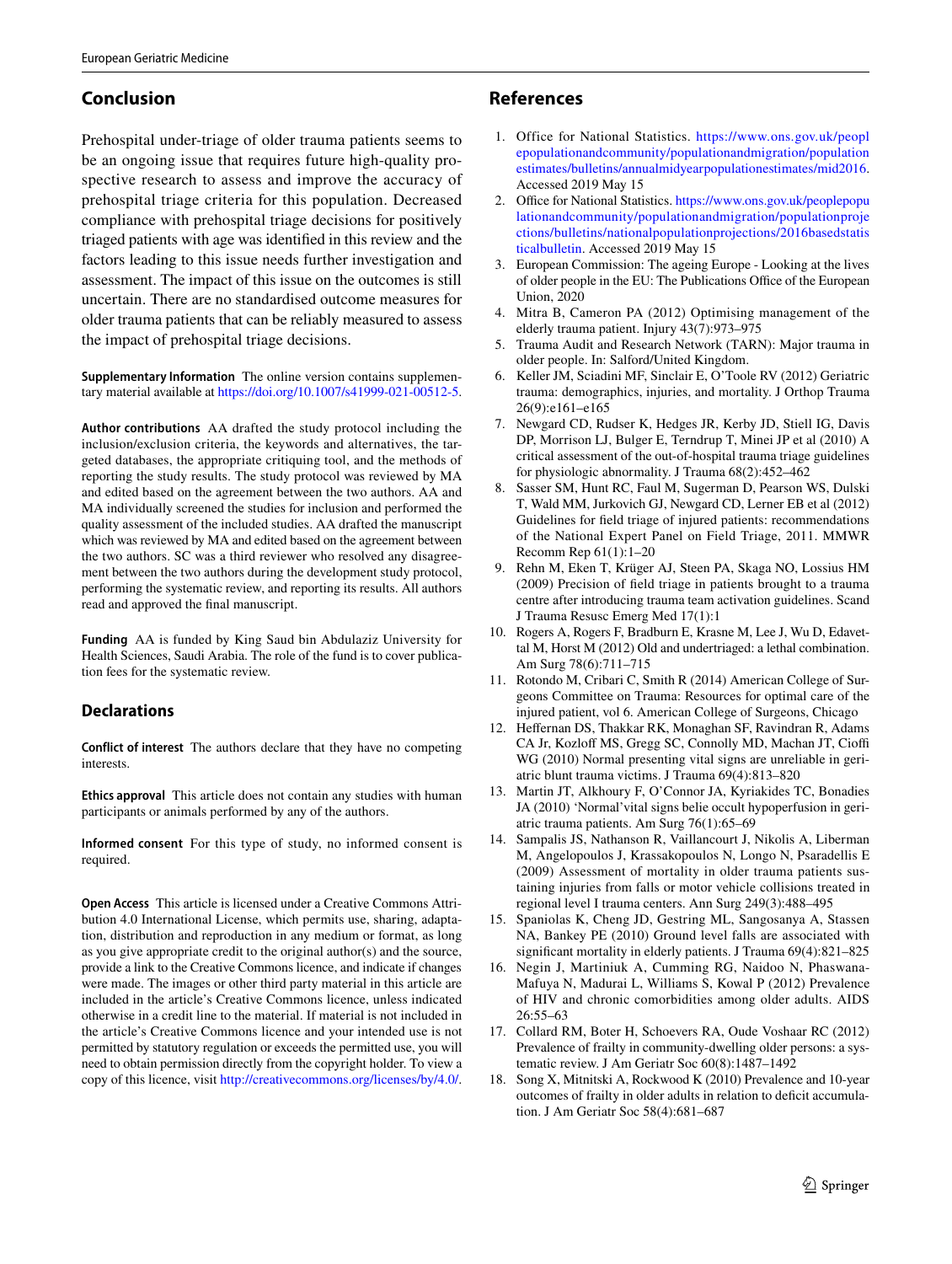## Conclusion

Prehospital under-triage of older trauma patients seems to be an ongoing issue that requires future high-quality prospective research to assess and improve the accuracy of prehospital triage criteria for this population. Decreased compliance with prehospital triage decisions for positively triaged patients with age was identified in this review and the factors leading to this issue needs further investigation and assessment. The impact of this issue on the outcomes is still uncertain. There are no standardised outcome measures for older trauma patients that can be reliably measured to assess the impact of prehospital triage decisions.

**Supplementary Information** The online version contains supplementary material available at https://doi.org/10.1007/s41999-021-00512-5.

**Author contributions** AA drafted the study protocol including the inclusion/exclusion criteria, the keywords and alternatives, the targeted databases, the appropriate critiquing tool, and the methods of reporting the study results. The study protocol was reviewed by MA and edited based on the agreement between the two authors. AA and MA individually screened the studies for inclusion and performed the quality assessment of the included studies. AA drafted the manuscript which was reviewed by MA and edited based on the agreement between the two authors. SC was a third reviewer who resolved any disagreement between the two authors during the development study protocol, performing the systematic review, and reporting its results. All authors read and approved the final manuscript.

**Funding** AA is funded by King Saud bin Abdulaziz University for Health Sciences, Saudi Arabia. The role of the fund is to cover publication fees for the systematic review.

## Declarations

**Conflict of interest** The authors declare that they have no competing interests.

**Ethics approval** This article does not contain any studies with human participants or animals performed by any of the authors.

**Informed consent** For this type of study, no informed consent is required.

**Open Access** This article is licensed under a Creative Commons Attribution 4.0 International License, which permits use, sharing, adaptation, distribution and reproduction in any medium or format, as long as you give appropriate credit to the original author(s) and the source, provide a link to the Creative Commons licence, and indicate if changes were made. The images or other third party material in this article are included in the article's Creative Commons licence, unless indicated otherwise in a credit line to the material. If material is not included in the article's Creative Commons licence and your intended use is not permitted by statutory regulation or exceeds the permitted use, you will need to obtain permission directly from the copyright holder. To view a copy of this licence, visit http://creativecommons.org/licenses/by/4.0/.

## References

1. Office for National Statistics. https://www.ons.gov.uk/peoplepopulationandcommunity/populationandmigration/populationestimates/bulletins/annualmidyearpopulationestimates/mid2016. Accessed 2019 May 15
2. Office for National Statistics. https://www.ons.gov.uk/peoplepopulationandcommunity/populationandmigration/populationprojections/bulletins/nationalpopulationprojections/2016basedstatisticalbulletin. Accessed 2019 May 15
3. European Commission: The ageing Europe - Looking at the lives of older people in the EU: The Publications Office of the European Union, 2020
4. Mitra B, Cameron PA (2012) Optimising management of the elderly trauma patient. Injury 43(7):973–975
5. Trauma Audit and Research Network (TARN): Major trauma in older people. In: Salford/United Kingdom.
6. Keller JM, Sciadini MF, Sinclair E, O'Toole RV (2012) Geriatric trauma: demographics, injuries, and mortality. J Orthop Trauma 26(9):e161–e165
7. Newgard CD, Rudser K, Hedges JR, Kerby JD, Stiell IG, Davis DP, Morrison LJ, Bulger E, Terndrup T, Minei JP et al (2010) A critical assessment of the out-of-hospital trauma triage guidelines for physiologic abnormality. J Trauma 68(2):452–462
8. Sasser SM, Hunt RC, Faul M, Sugerman D, Pearson WS, Dulski T, Wald MM, Jurkovich GJ, Newgard CD, Lerner EB et al (2012) Guidelines for field triage of injured patients: recommendations of the National Expert Panel on Field Triage, 2011. MMWR Recomm Rep 61(1):1–20
9. Rehn M, Eken T, Krüger AJ, Steen PA, Skaga NO, Lossius HM (2009) Precision of field triage in patients brought to a trauma centre after introducing trauma team activation guidelines. Scand J Trauma Resusc Emerg Med 17(1):1
10. Rogers A, Rogers F, Bradburn E, Krasne M, Lee J, Wu D, Edavettal M, Horst M (2012) Old and undertriaged: a lethal combination. Am Surg 78(6):711–715
11. Rotondo M, Cribari C, Smith R (2014) American College of Surgeons Committee on Trauma: Resources for optimal care of the injured patient, vol 6. American College of Surgeons, Chicago
12. Heffernan DS, Thakkar RK, Monaghan SF, Ravindran R, Adams CA Jr, Kozloff MS, Gregg SC, Connolly MD, Machan JT, Cioffi WG (2010) Normal presenting vital signs are unreliable in geriatric blunt trauma victims. J Trauma 69(4):813–820
13. Martin JT, Alkhoury F, O'Connor JA, Kyriakides TC, Bonadies JA (2010) 'Normal'vital signs belie occult hypoperfusion in geriatric trauma patients. Am Surg 76(1):65–69
14. Sampalis JS, Nathanson R, Vaillancourt J, Nikolis A, Liberman M, Angelopoulos J, Krassakopoulos N, Longo N, Psaradellis E (2009) Assessment of mortality in older trauma patients sustaining injuries from falls or motor vehicle collisions treated in regional level I trauma centers. Ann Surg 249(3):488–495
15. Spaniolas K, Cheng JD, Gestring ML, Sangosanya A, Stassen NA, Bankey PE (2010) Ground level falls are associated with significant mortality in elderly patients. J Trauma 69(4):821–825
16. Negin J, Martiniuk A, Cumming RG, Naidoo N, Phaswana-Mafuya N, Madurai L, Williams S, Kowal P (2012) Prevalence of HIV and chronic comorbidities among older adults. AIDS 26:55–63
17. Collard RM, Boter H, Schoevers RA, Oude Voshaar RC (2012) Prevalence of frailty in community-dwelling older persons: a systematic review. J Am Geriatr Soc 60(8):1487–1492
18. Song X, Mitnitski A, Rockwood K (2010) Prevalence and 10-year outcomes of frailty in older adults in relation to deficit accumulation. J Am Geriatr Soc 58(4):681–687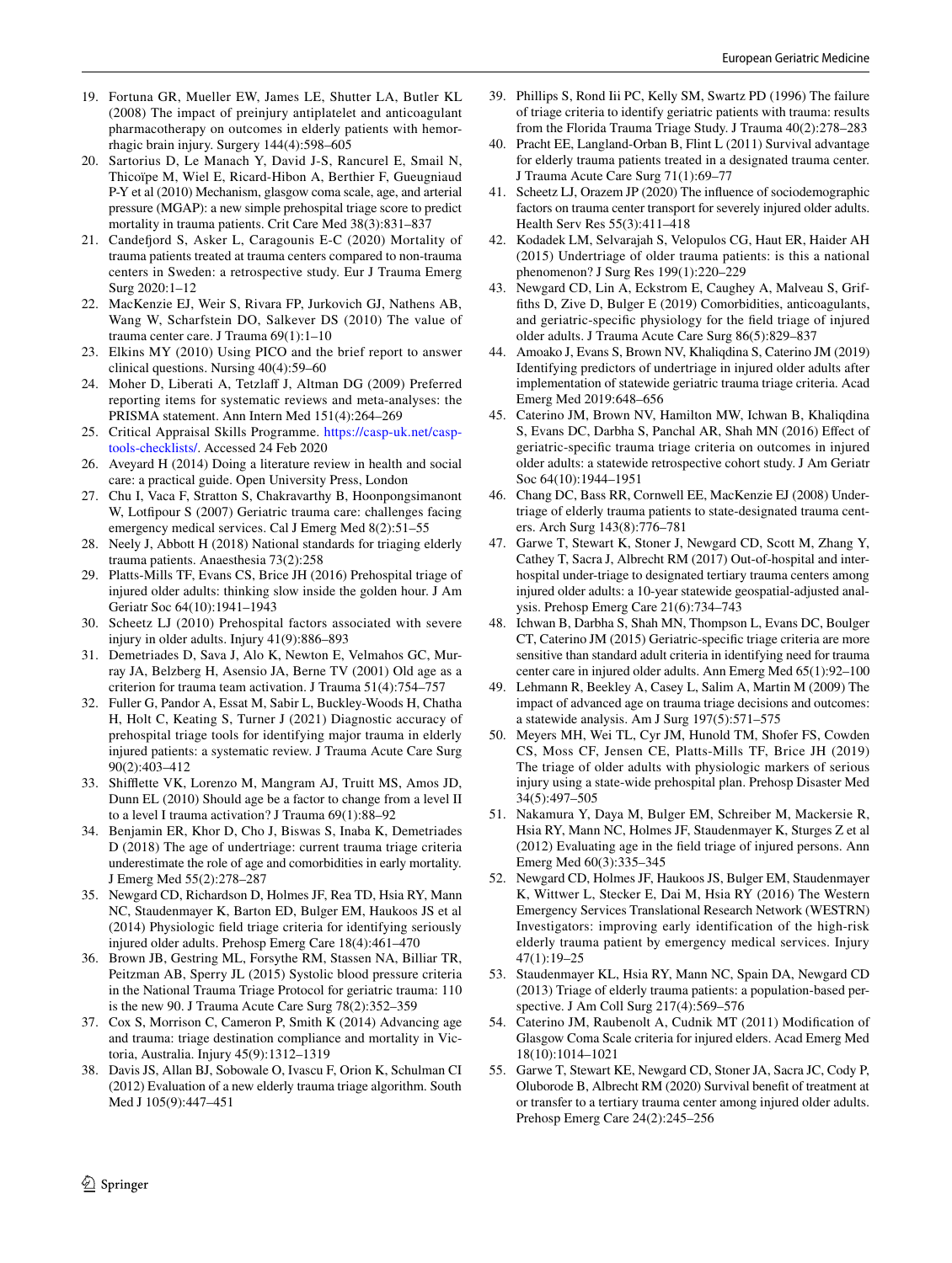19. Fortuna GR, Mueller EW, James LE, Shutter LA, Butler KL (2008) The impact of preinjury antiplatelet and anticoagulant pharmacotherapy on outcomes in elderly patients with hemorrhagic brain injury. Surgery 144(4):598–605
20. Sartorius D, Le Manach Y, David J-S, Rancurel E, Smail N, Thicoïpe M, Wiel E, Ricard-Hibon A, Berthier F, Gueugniaud P-Y et al (2010) Mechanism, glasgow coma scale, age, and arterial pressure (MGAP): a new simple prehospital triage score to predict mortality in trauma patients. Crit Care Med 38(3):831–837
21. Candefjord S, Asker L, Caragounis E-C (2020) Mortality of trauma patients treated at trauma centers compared to non-trauma centers in Sweden: a retrospective study. Eur J Trauma Emerg Surg 2020:1–12
22. MacKenzie EJ, Weir S, Rivara FP, Jurkovich GJ, Nathens AB, Wang W, Scharfstein DO, Salkever DS (2010) The value of trauma center care. J Trauma 69(1):1–10
23. Elkins MY (2010) Using PICO and the brief report to answer clinical questions. Nursing 40(4):59–60
24. Moher D, Liberati A, Tetzlaff J, Altman DG (2009) Preferred reporting items for systematic reviews and meta-analyses: the PRISMA statement. Ann Intern Med 151(4):264–269
25. Critical Appraisal Skills Programme. https://casp-uk.net/casp-tools-checklists/. Accessed 24 Feb 2020
26. Aveyard H (2014) Doing a literature review in health and social care: a practical guide. Open University Press, London
27. Chu I, Vaca F, Stratton S, Chakravarthy B, Hoonpongsimanont W, Lotfipour S (2007) Geriatric trauma care: challenges facing emergency medical services. Cal J Emerg Med 8(2):51–55
28. Neely J, Abbott H (2018) National standards for triaging elderly trauma patients. Anaesthesia 73(2):258
29. Platts-Mills TF, Evans CS, Brice JH (2016) Prehospital triage of injured older adults: thinking slow inside the golden hour. J Am Geriatr Soc 64(10):1941–1943
30. Scheetz LJ (2010) Prehospital factors associated with severe injury in older adults. Injury 41(9):886–893
31. Demetriades D, Sava J, Alo K, Newton E, Velmahos GC, Murray JA, Belzberg H, Asensio JA, Berne TV (2001) Old age as a criterion for trauma team activation. J Trauma 51(4):754–757
32. Fuller G, Pandor A, Essat M, Sabir L, Buckley-Woods H, Chatha H, Holt C, Keating S, Turner J (2021) Diagnostic accuracy of prehospital triage tools for identifying major trauma in elderly injured patients: a systematic review. J Trauma Acute Care Surg 90(2):403–412
33. Shifflette VK, Lorenzo M, Mangram AJ, Truitt MS, Amos JD, Dunn EL (2010) Should age be a factor to change from a level II to a level I trauma activation? J Trauma 69(1):88–92
34. Benjamin ER, Khor D, Cho J, Biswas S, Inaba K, Demetriades D (2018) The age of undertriage: current trauma triage criteria underestimate the role of age and comorbidities in early mortality. J Emerg Med 55(2):278–287
35. Newgard CD, Richardson D, Holmes JF, Rea TD, Hsia RY, Mann NC, Staudenmayer K, Barton ED, Bulger EM, Haukoos JS et al (2014) Physiologic field triage criteria for identifying seriously injured older adults. Prehosp Emerg Care 18(4):461–470
36. Brown JB, Gestring ML, Forsythe RM, Stassen NA, Billiar TR, Peitzman AB, Sperry JL (2015) Systolic blood pressure criteria in the National Trauma Triage Protocol for geriatric trauma: 110 is the new 90. J Trauma Acute Care Surg 78(2):352–359
37. Cox S, Morrison C, Cameron P, Smith K (2014) Advancing age and trauma: triage destination compliance and mortality in Victoria, Australia. Injury 45(9):1312–1319
38. Davis JS, Allan BJ, Sobowale O, Ivascu F, Orion K, Schulman CI (2012) Evaluation of a new elderly trauma triage algorithm. South Med J 105(9):447–451
39. Phillips S, Rond Iii PC, Kelly SM, Swartz PD (1996) The failure of triage criteria to identify geriatric patients with trauma: results from the Florida Trauma Triage Study. J Trauma 40(2):278–283
40. Pracht EE, Langland-Orban B, Flint L (2011) Survival advantage for elderly trauma patients treated in a designated trauma center. J Trauma Acute Care Surg 71(1):69–77
41. Scheetz LJ, Orazem JP (2020) The influence of sociodemographic factors on trauma center transport for severely injured older adults. Health Serv Res 55(3):411–418
42. Kodadek LM, Selvarajah S, Velopulos CG, Haut ER, Haider AH (2015) Undertriage of older trauma patients: is this a national phenomenon? J Surg Res 199(1):220–229
43. Newgard CD, Lin A, Eckstrom E, Caughey A, Malveau S, Griffiths D, Zive D, Bulger E (2019) Comorbidities, anticoagulants, and geriatric-specific physiology for the field triage of injured older adults. J Trauma Acute Care Surg 86(5):829–837
44. Amoako J, Evans S, Brown NV, Khaliqdina S, Caterino JM (2019) Identifying predictors of undertriage in injured older adults after implementation of statewide geriatric trauma triage criteria. Acad Emerg Med 2019:648–656
45. Caterino JM, Brown NV, Hamilton MW, Ichwan B, Khaliqdina S, Evans DC, Darbha S, Panchal AR, Shah MN (2016) Effect of geriatric-specific trauma triage criteria on outcomes in injured older adults: a statewide retrospective cohort study. J Am Geriatr Soc 64(10):1944–1951
46. Chang DC, Bass RR, Cornwell EE, MacKenzie EJ (2008) Undertriage of elderly trauma patients to state-designated trauma centers. Arch Surg 143(8):776–781
47. Garwe T, Stewart K, Stoner J, Newgard CD, Scott M, Zhang Y, Cathey T, Sacra J, Albrecht RM (2017) Out-of-hospital and interhospital under-triage to designated tertiary trauma centers among injured older adults: a 10-year statewide geospatial-adjusted analysis. Prehosp Emerg Care 21(6):734–743
48. Ichwan B, Darbha S, Shah MN, Thompson L, Evans DC, Boulger CT, Caterino JM (2015) Geriatric-specific triage criteria are more sensitive than standard adult criteria in identifying need for trauma center care in injured older adults. Ann Emerg Med 65(1):92–100
49. Lehmann R, Beekley A, Casey L, Salim A, Martin M (2009) The impact of advanced age on trauma triage decisions and outcomes: a statewide analysis. Am J Surg 197(5):571–575
50. Meyers MH, Wei TL, Cyr JM, Hunold TM, Shofer FS, Cowden CS, Moss CF, Jensen CE, Platts-Mills TF, Brice JH (2019) The triage of older adults with physiologic markers of serious injury using a state-wide prehospital plan. Prehosp Disaster Med 34(5):497–505
51. Nakamura Y, Daya M, Bulger EM, Schreiber M, Mackersie R, Hsia RY, Mann NC, Holmes JF, Staudenmayer K, Sturges Z et al (2012) Evaluating age in the field triage of injured persons. Ann Emerg Med 60(3):335–345
52. Newgard CD, Holmes JF, Haukoos JS, Bulger EM, Staudenmayer K, Wittwer L, Stecker E, Dai M, Hsia RY (2016) The Western Emergency Services Translational Research Network (WESTRN) Investigators: improving early identification of the high-risk elderly trauma patient by emergency medical services. Injury 47(1):19–25
53. Staudenmayer KL, Hsia RY, Mann NC, Spain DA, Newgard CD (2013) Triage of elderly trauma patients: a population-based perspective. J Am Coll Surg 217(4):569–576
54. Caterino JM, Raubenolt A, Cudnik MT (2011) Modification of Glasgow Coma Scale criteria for injured elders. Acad Emerg Med 18(10):1014–1021
55. Garwe T, Stewart KE, Newgard CD, Stoner JA, Sacra JC, Cody P, Oluborode B, Albrecht RM (2020) Survival benefit of treatment at or transfer to a tertiary trauma center among injured older adults. Prehosp Emerg Care 24(2):245–256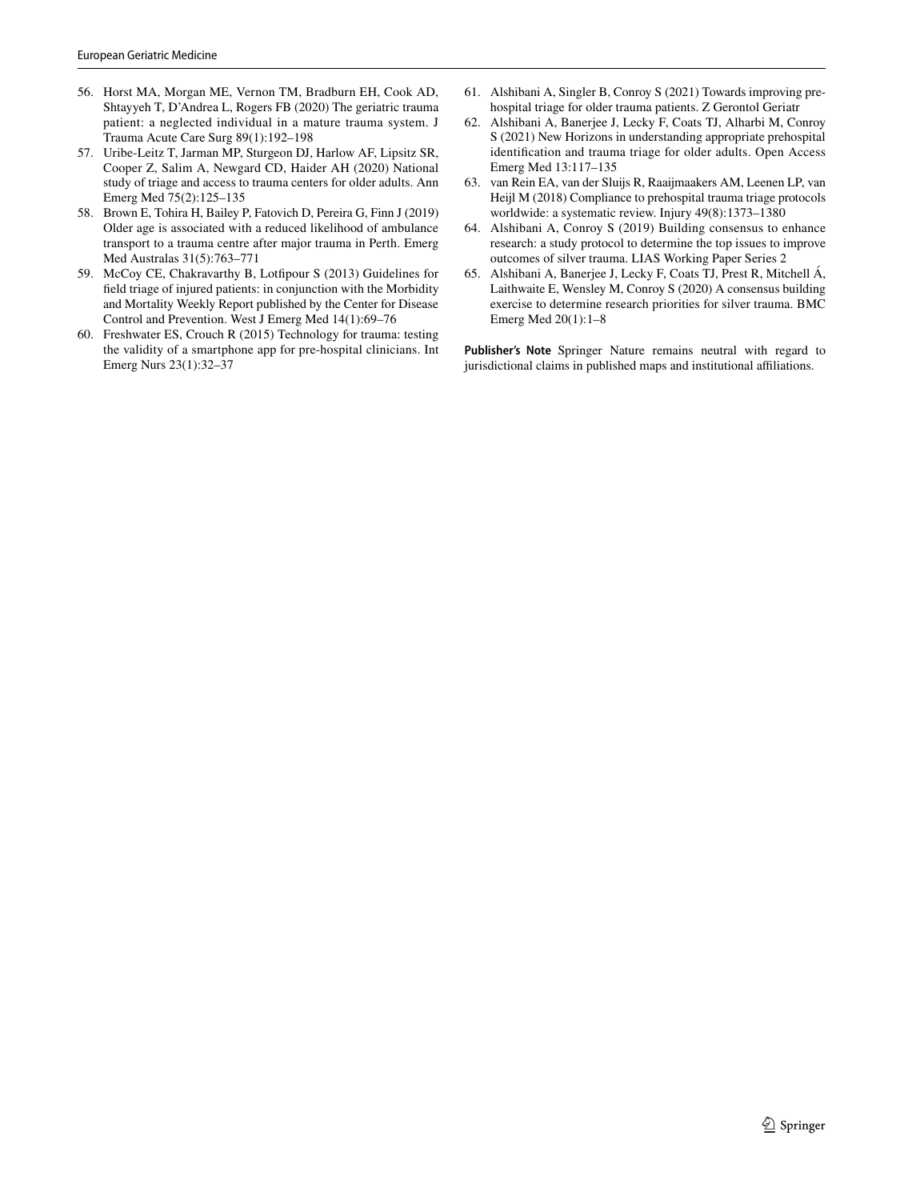56. Horst MA, Morgan ME, Vernon TM, Bradburn EH, Cook AD, Shtayyeh T, D'Andrea L, Rogers FB (2020) The geriatric trauma patient: a neglected individual in a mature trauma system. J Trauma Acute Care Surg 89(1):192–198
57. Uribe-Leitz T, Jarman MP, Sturgeon DJ, Harlow AF, Lipsitz SR, Cooper Z, Salim A, Newgard CD, Haider AH (2020) National study of triage and access to trauma centers for older adults. Ann Emerg Med 75(2):125–135
58. Brown E, Tohira H, Bailey P, Fatovich D, Pereira G, Finn J (2019) Older age is associated with a reduced likelihood of ambulance transport to a trauma centre after major trauma in Perth. Emerg Med Australas 31(5):763–771
59. McCoy CE, Chakravarthy B, Lotfipour S (2013) Guidelines for field triage of injured patients: in conjunction with the Morbidity and Mortality Weekly Report published by the Center for Disease Control and Prevention. West J Emerg Med 14(1):69–76
60. Freshwater ES, Crouch R (2015) Technology for trauma: testing the validity of a smartphone app for pre-hospital clinicians. Int Emerg Nurs 23(1):32–37
61. Alshibani A, Singler B, Conroy S (2021) Towards improving prehospital triage for older trauma patients. Z Gerontol Geriatr
62. Alshibani A, Banerjee J, Lecky F, Coats TJ, Alharbi M, Conroy S (2021) New Horizons in understanding appropriate prehospital identification and trauma triage for older adults. Open Access Emerg Med 13:117–135
63. van Rein EA, van der Sluijs R, Raaijmaakers AM, Leenen LP, van Heijl M (2018) Compliance to prehospital trauma triage protocols worldwide: a systematic review. Injury 49(8):1373–1380
64. Alshibani A, Conroy S (2019) Building consensus to enhance research: a study protocol to determine the top issues to improve outcomes of silver trauma. LIAS Working Paper Series 2
65. Alshibani A, Banerjee J, Lecky F, Coats TJ, Prest R, Mitchell Á, Laithwaite E, Wensley M, Conroy S (2020) A consensus building exercise to determine research priorities for silver trauma. BMC Emerg Med 20(1):1–8

**Publisher's Note** Springer Nature remains neutral with regard to jurisdictional claims in published maps and institutional affiliations.